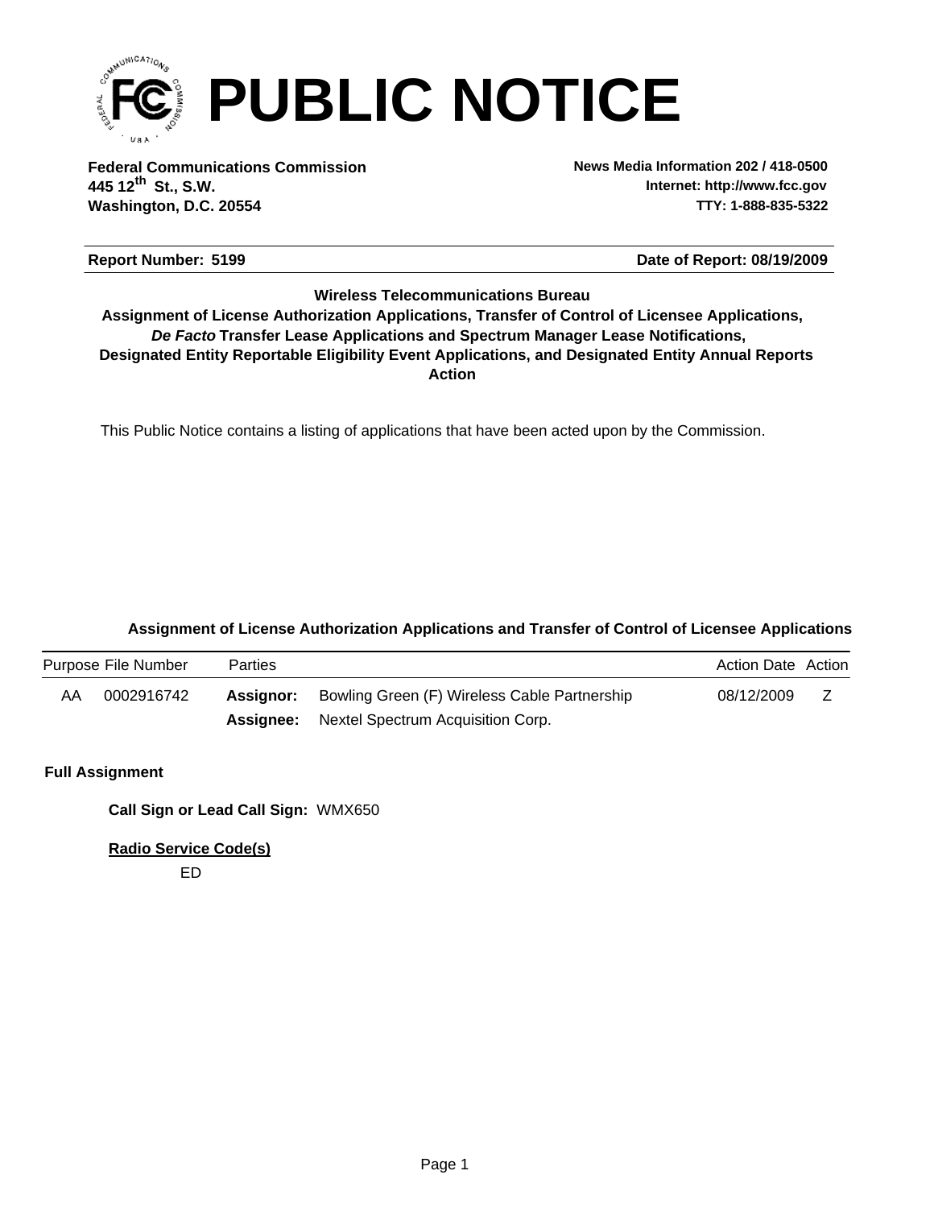# PUBLIC NOTICE

**Federal Communications Commission**
**445 12th St., S.W.**
**Washington, D.C. 20554**

**News Media Information 202 / 418-0500**
**Internet: http://www.fcc.gov**
**TTY: 1-888-835-5322**

**Report Number: 5199** | **Date of Report: 08/19/2009**

**Wireless Telecommunications Bureau**
**Assignment of License Authorization Applications, Transfer of Control of Licensee Applications,**
***De Facto*** **Transfer Lease Applications and Spectrum Manager Lease Notifications,**
**Designated Entity Reportable Eligibility Event Applications, and Designated Entity Annual Reports**
**Action**

This Public Notice contains a listing of applications that have been acted upon by the Commission.

### Assignment of License Authorization Applications and Transfer of Control of Licensee Applications

| Purpose | File Number | Parties | | Action Date | Action |
|---|---|---|---|---|---|
| AA | 0002916742 | **Assignor:** | Bowling Green (F) Wireless Cable Partnership | 08/12/2009 | Z |
| | | **Assignee:** | Nextel Spectrum Acquisition Corp. | | |

**Full Assignment**

**Call Sign or Lead Call Sign:** WMX650

**Radio Service Code(s)**

ED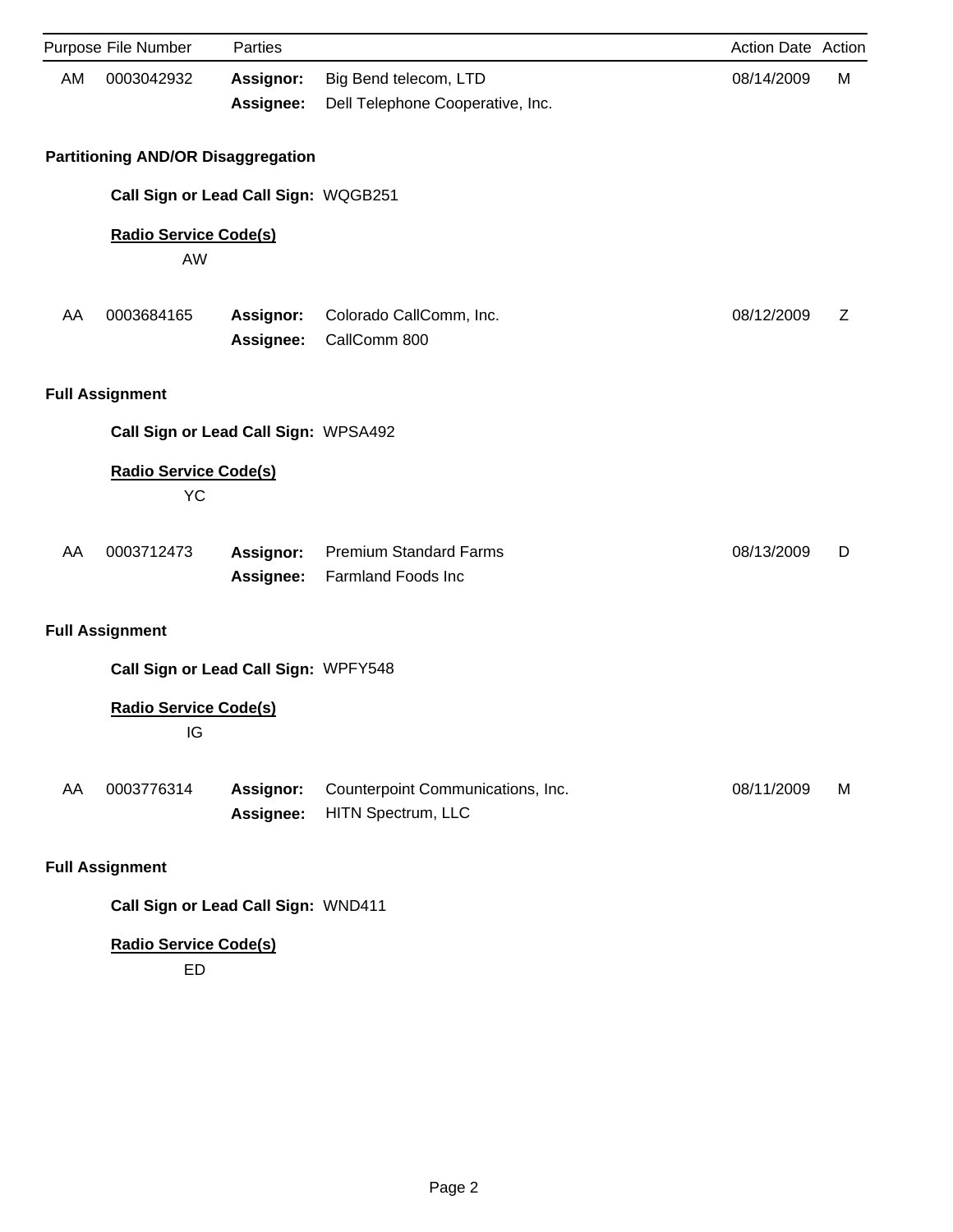| Purpose | File Number | Parties | | Action Date | Action |
|---|---|---|---|---|---|
| AM | 0003042932 | **Assignor:** | Big Bend telecom, LTD | 08/14/2009 | M |
| | | **Assignee:** | Dell Telephone Cooperative, Inc. | | |

**Partitioning AND/OR Disaggregation**

**Call Sign or Lead Call Sign:** WQGB251

**Radio Service Code(s)**

AW

| Purpose | File Number | Parties | | Action Date | Action |
|---|---|---|---|---|---|
| AA | 0003684165 | **Assignor:** | Colorado CallComm, Inc. | 08/12/2009 | Z |
| | | **Assignee:** | CallComm 800 | | |

**Full Assignment**

**Call Sign or Lead Call Sign:** WPSA492

**Radio Service Code(s)**

YC

| Purpose | File Number | Parties | | Action Date | Action |
|---|---|---|---|---|---|
| AA | 0003712473 | **Assignor:** | Premium Standard Farms | 08/13/2009 | D |
| | | **Assignee:** | Farmland Foods Inc | | |

**Full Assignment**

**Call Sign or Lead Call Sign:** WPFY548

**Radio Service Code(s)**

IG

| Purpose | File Number | Parties | | Action Date | Action |
|---|---|---|---|---|---|
| AA | 0003776314 | **Assignor:** | Counterpoint Communications, Inc. | 08/11/2009 | M |
| | | **Assignee:** | HITN Spectrum, LLC | | |

**Full Assignment**

**Call Sign or Lead Call Sign:** WND411

**Radio Service Code(s)**

ED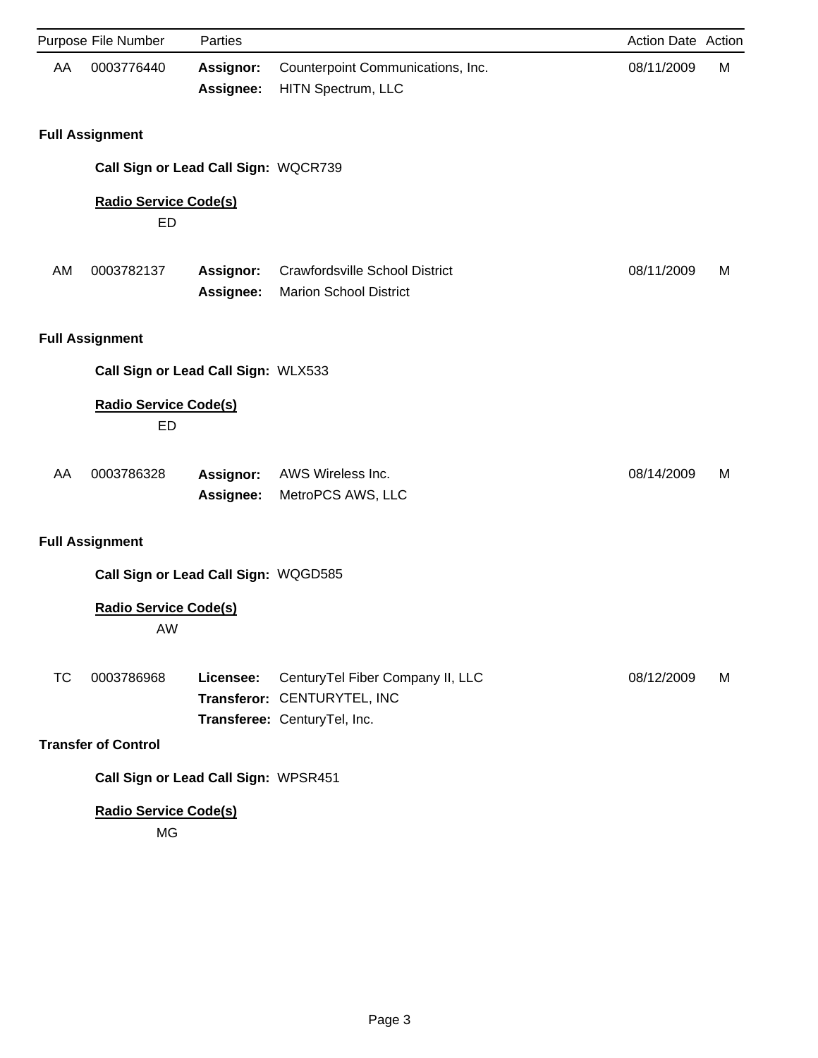| Purpose | File Number | Parties | | Action Date | Action |
|---|---|---|---|---|---|
| AA | 0003776440 | **Assignor:** | Counterpoint Communications, Inc. | 08/11/2009 | M |
| | | **Assignee:** | HITN Spectrum, LLC | | |

**Full Assignment**

**Call Sign or Lead Call Sign:** WQCR739

**Radio Service Code(s)**

ED

| Purpose | File Number | Parties | | Action Date | Action |
|---|---|---|---|---|---|
| AM | 0003782137 | **Assignor:** | Crawfordsville School District | 08/11/2009 | M |
| | | **Assignee:** | Marion School District | | |

**Full Assignment**

**Call Sign or Lead Call Sign:** WLX533

**Radio Service Code(s)**

ED

| Purpose | File Number | Parties | | Action Date | Action |
|---|---|---|---|---|---|
| AA | 0003786328 | **Assignor:** | AWS Wireless Inc. | 08/14/2009 | M |
| | | **Assignee:** | MetroPCS AWS, LLC | | |

**Full Assignment**

**Call Sign or Lead Call Sign:** WQGD585

**Radio Service Code(s)**

AW

| Purpose | File Number | Parties | | Action Date | Action |
|---|---|---|---|---|---|
| TC | 0003786968 | **Licensee:** | CenturyTel Fiber Company II, LLC | 08/12/2009 | M |
| | | **Transferor:** | CENTURYTEL, INC | | |
| | | **Transferee:** | CenturyTel, Inc. | | |

**Transfer of Control**

**Call Sign or Lead Call Sign:** WPSR451

**Radio Service Code(s)**

MG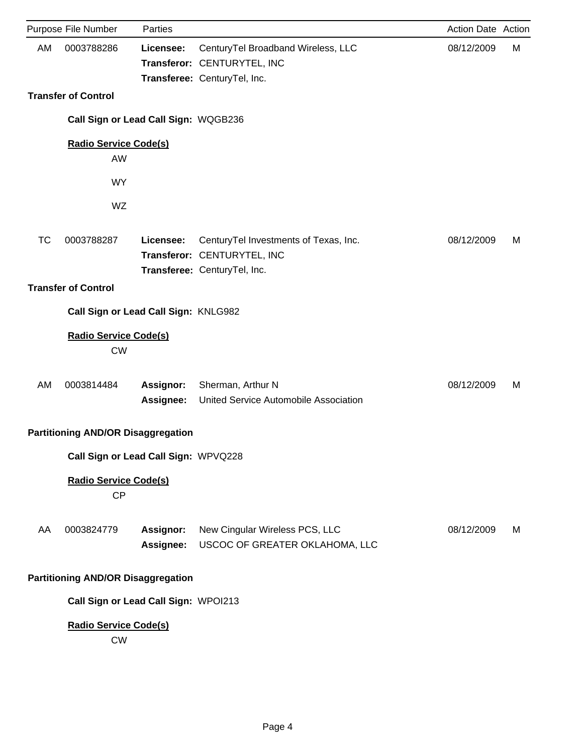| Purpose | File Number | Parties | | Action Date | Action |
|---|---|---|---|---|---|
| AM | 0003788286 | **Licensee:** | CenturyTel Broadband Wireless, LLC | 08/12/2009 | M |
| | | **Transferor:** | CENTURYTEL, INC | | |
| | | **Transferee:** | CenturyTel, Inc. | | |

**Transfer of Control**

**Call Sign or Lead Call Sign:** WQGB236

**Radio Service Code(s)**

AW

WY

WZ

| Purpose | File Number | Parties | | Action Date | Action |
|---|---|---|---|---|---|
| TC | 0003788287 | **Licensee:** | CenturyTel Investments of Texas, Inc. | 08/12/2009 | M |
| | | **Transferor:** | CENTURYTEL, INC | | |
| | | **Transferee:** | CenturyTel, Inc. | | |

**Transfer of Control**

**Call Sign or Lead Call Sign:** KNLG982

**Radio Service Code(s)**

CW

| Purpose | File Number | Parties | | Action Date | Action |
|---|---|---|---|---|---|
| AM | 0003814484 | **Assignor:** | Sherman, Arthur N | 08/12/2009 | M |
| | | **Assignee:** | United Service Automobile Association | | |

**Partitioning AND/OR Disaggregation**

**Call Sign or Lead Call Sign:** WPVQ228

**Radio Service Code(s)**

CP

| Purpose | File Number | Parties | | Action Date | Action |
|---|---|---|---|---|---|
| AA | 0003824779 | **Assignor:** | New Cingular Wireless PCS, LLC | 08/12/2009 | M |
| | | **Assignee:** | USCOC OF GREATER OKLAHOMA, LLC | | |

**Partitioning AND/OR Disaggregation**

**Call Sign or Lead Call Sign:** WPOI213

**Radio Service Code(s)**

CW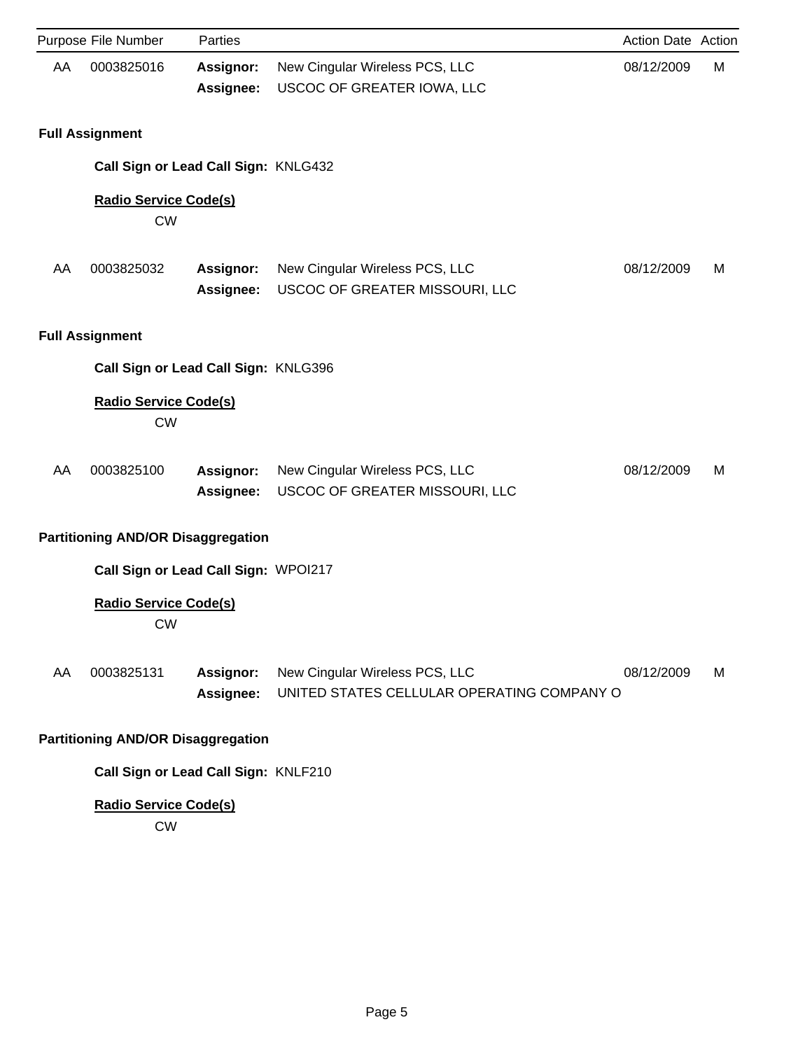| Purpose | File Number | Parties | | Action Date | Action |
|---|---|---|---|---|---|
| AA | 0003825016 | **Assignor:** | New Cingular Wireless PCS, LLC | 08/12/2009 | M |
| | | **Assignee:** | USCOC OF GREATER IOWA, LLC | | |

**Full Assignment**

**Call Sign or Lead Call Sign:** KNLG432

**Radio Service Code(s)**

CW

| Purpose | File Number | Parties | | Action Date | Action |
|---|---|---|---|---|---|
| AA | 0003825032 | **Assignor:** | New Cingular Wireless PCS, LLC | 08/12/2009 | M |
| | | **Assignee:** | USCOC OF GREATER MISSOURI, LLC | | |

**Full Assignment**

**Call Sign or Lead Call Sign:** KNLG396

**Radio Service Code(s)**

CW

| Purpose | File Number | Parties | | Action Date | Action |
|---|---|---|---|---|---|
| AA | 0003825100 | **Assignor:** | New Cingular Wireless PCS, LLC | 08/12/2009 | M |
| | | **Assignee:** | USCOC OF GREATER MISSOURI, LLC | | |

**Partitioning AND/OR Disaggregation**

**Call Sign or Lead Call Sign:** WPOI217

**Radio Service Code(s)**

CW

| Purpose | File Number | Parties | | Action Date | Action |
|---|---|---|---|---|---|
| AA | 0003825131 | **Assignor:** | New Cingular Wireless PCS, LLC | 08/12/2009 | M |
| | | **Assignee:** | UNITED STATES CELLULAR OPERATING COMPANY O | | |

**Partitioning AND/OR Disaggregation**

**Call Sign or Lead Call Sign:** KNLF210

**Radio Service Code(s)**

CW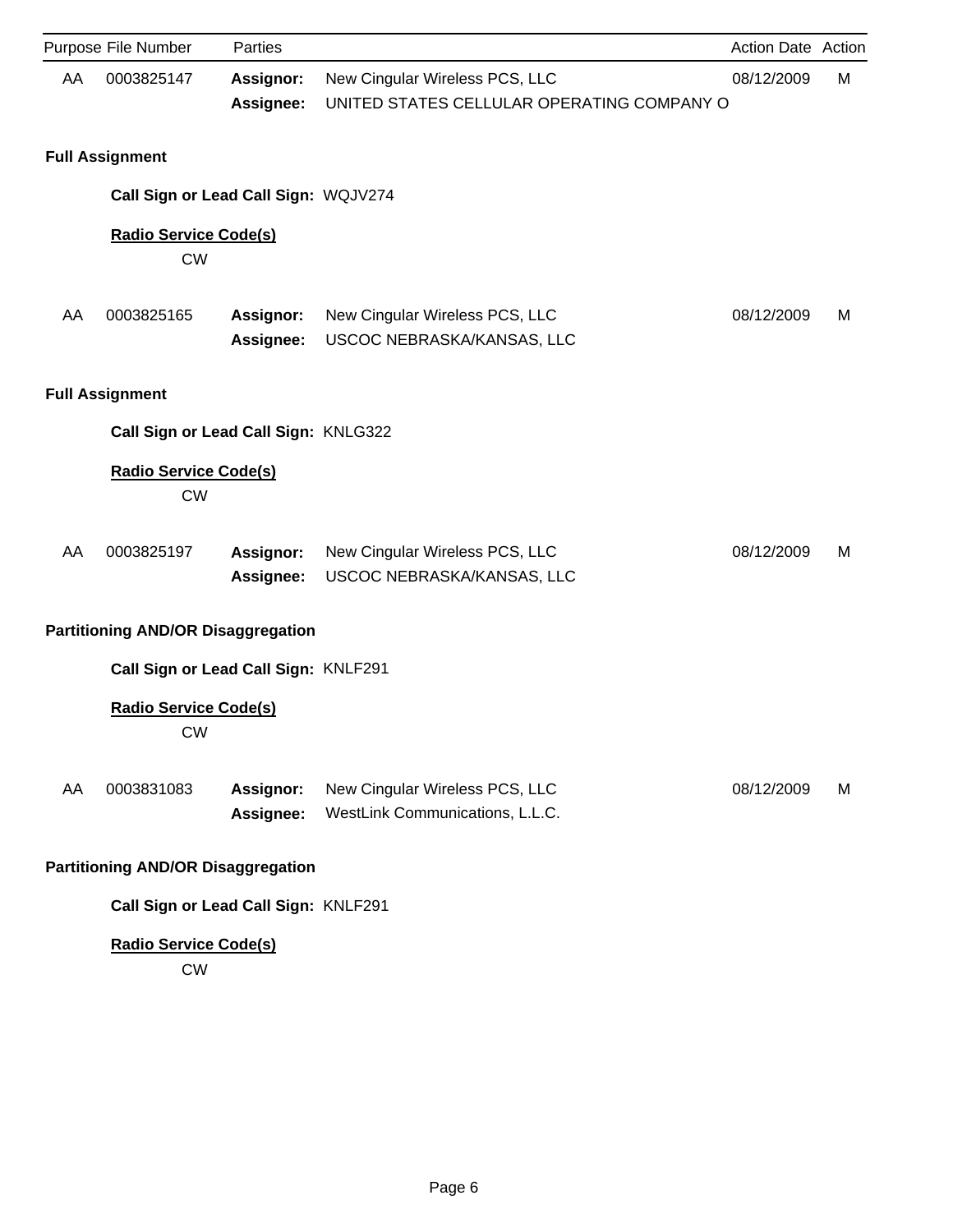| Purpose | File Number | Parties | | Action Date | Action |
|---|---|---|---|---|---|
| AA | 0003825147 | **Assignor:** | New Cingular Wireless PCS, LLC | 08/12/2009 | M |
| | | **Assignee:** | UNITED STATES CELLULAR OPERATING COMPANY O | | |

**Full Assignment**

**Call Sign or Lead Call Sign:** WQJV274

**Radio Service Code(s)**

CW

| Purpose | File Number | Parties | | Action Date | Action |
|---|---|---|---|---|---|
| AA | 0003825165 | **Assignor:** | New Cingular Wireless PCS, LLC | 08/12/2009 | M |
| | | **Assignee:** | USCOC NEBRASKA/KANSAS, LLC | | |

**Full Assignment**

**Call Sign or Lead Call Sign:** KNLG322

**Radio Service Code(s)**

CW

| Purpose | File Number | Parties | | Action Date | Action |
|---|---|---|---|---|---|
| AA | 0003825197 | **Assignor:** | New Cingular Wireless PCS, LLC | 08/12/2009 | M |
| | | **Assignee:** | USCOC NEBRASKA/KANSAS, LLC | | |

**Partitioning AND/OR Disaggregation**

**Call Sign or Lead Call Sign:** KNLF291

**Radio Service Code(s)**

CW

| Purpose | File Number | Parties | | Action Date | Action |
|---|---|---|---|---|---|
| AA | 0003831083 | **Assignor:** | New Cingular Wireless PCS, LLC | 08/12/2009 | M |
| | | **Assignee:** | WestLink Communications, L.L.C. | | |

**Partitioning AND/OR Disaggregation**

**Call Sign or Lead Call Sign:** KNLF291

**Radio Service Code(s)**

CW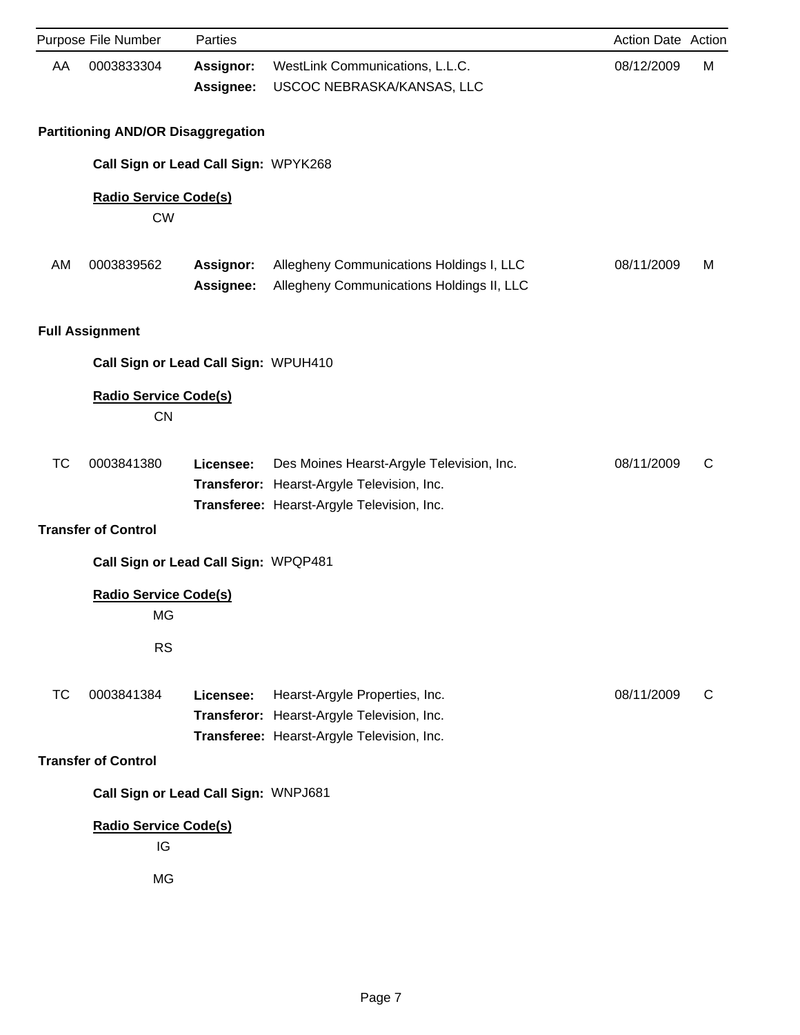| Purpose | File Number | Parties | | Action Date | Action |
|---|---|---|---|---|---|
| AA | 0003833304 | **Assignor:** | WestLink Communications, L.L.C. | 08/12/2009 | M |
| | | **Assignee:** | USCOC NEBRASKA/KANSAS, LLC | | |

**Partitioning AND/OR Disaggregation**

**Call Sign or Lead Call Sign:** WPYK268

**Radio Service Code(s)**

CW

| Purpose | File Number | Parties | | Action Date | Action |
|---|---|---|---|---|---|
| AM | 0003839562 | **Assignor:** | Allegheny Communications Holdings I, LLC | 08/11/2009 | M |
| | | **Assignee:** | Allegheny Communications Holdings II, LLC | | |

**Full Assignment**

**Call Sign or Lead Call Sign:** WPUH410

**Radio Service Code(s)**

CN

| Purpose | File Number | Parties | | Action Date | Action |
|---|---|---|---|---|---|
| TC | 0003841380 | **Licensee:** | Des Moines Hearst-Argyle Television, Inc. | 08/11/2009 | C |
| | | **Transferor:** | Hearst-Argyle Television, Inc. | | |
| | | **Transferee:** | Hearst-Argyle Television, Inc. | | |

**Transfer of Control**

**Call Sign or Lead Call Sign:** WPQP481

**Radio Service Code(s)**

MG

RS

| Purpose | File Number | Parties | | Action Date | Action |
|---|---|---|---|---|---|
| TC | 0003841384 | **Licensee:** | Hearst-Argyle Properties, Inc. | 08/11/2009 | C |
| | | **Transferor:** | Hearst-Argyle Television, Inc. | | |
| | | **Transferee:** | Hearst-Argyle Television, Inc. | | |

**Transfer of Control**

**Call Sign or Lead Call Sign:** WNPJ681

**Radio Service Code(s)**

IG

MG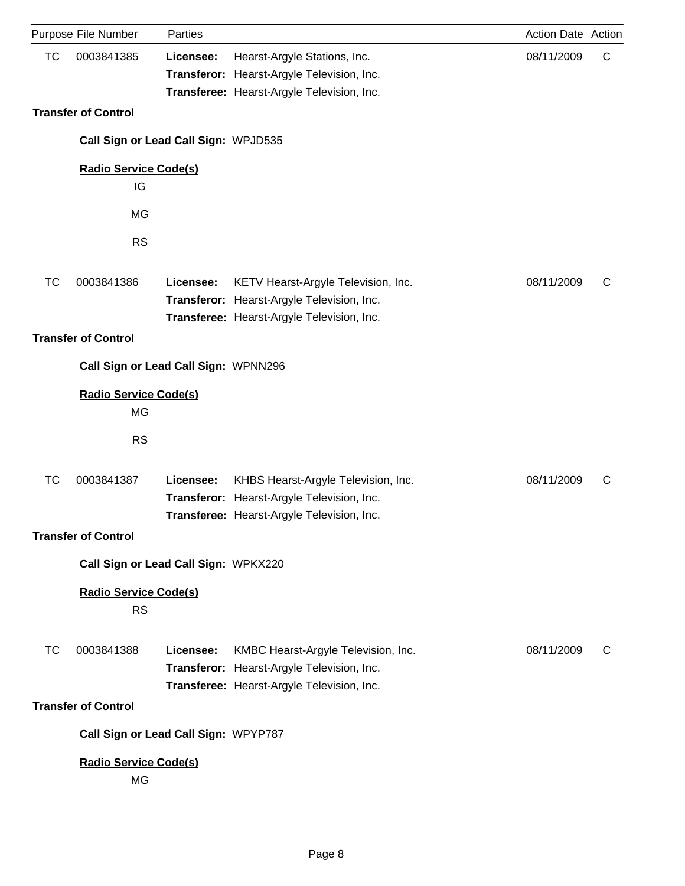| Purpose | File Number | Parties | | Action Date | Action |
|---|---|---|---|---|---|
| TC | 0003841385 | **Licensee:** | Hearst-Argyle Stations, Inc. | 08/11/2009 | C |
| | | **Transferor:** | Hearst-Argyle Television, Inc. | | |
| | | **Transferee:** | Hearst-Argyle Television, Inc. | | |

**Transfer of Control**

**Call Sign or Lead Call Sign:** WPJD535

**Radio Service Code(s)**

IG

MG

RS

| Purpose | File Number | Parties | | Action Date | Action |
|---|---|---|---|---|---|
| TC | 0003841386 | **Licensee:** | KETV Hearst-Argyle Television, Inc. | 08/11/2009 | C |
| | | **Transferor:** | Hearst-Argyle Television, Inc. | | |
| | | **Transferee:** | Hearst-Argyle Television, Inc. | | |

**Transfer of Control**

**Call Sign or Lead Call Sign:** WPNN296

**Radio Service Code(s)**

MG

RS

| Purpose | File Number | Parties | | Action Date | Action |
|---|---|---|---|---|---|
| TC | 0003841387 | **Licensee:** | KHBS Hearst-Argyle Television, Inc. | 08/11/2009 | C |
| | | **Transferor:** | Hearst-Argyle Television, Inc. | | |
| | | **Transferee:** | Hearst-Argyle Television, Inc. | | |

**Transfer of Control**

**Call Sign or Lead Call Sign:** WPKX220

**Radio Service Code(s)**

RS

| Purpose | File Number | Parties | | Action Date | Action |
|---|---|---|---|---|---|
| TC | 0003841388 | **Licensee:** | KMBC Hearst-Argyle Television, Inc. | 08/11/2009 | C |
| | | **Transferor:** | Hearst-Argyle Television, Inc. | | |
| | | **Transferee:** | Hearst-Argyle Television, Inc. | | |

**Transfer of Control**

**Call Sign or Lead Call Sign:** WPYP787

**Radio Service Code(s)**

MG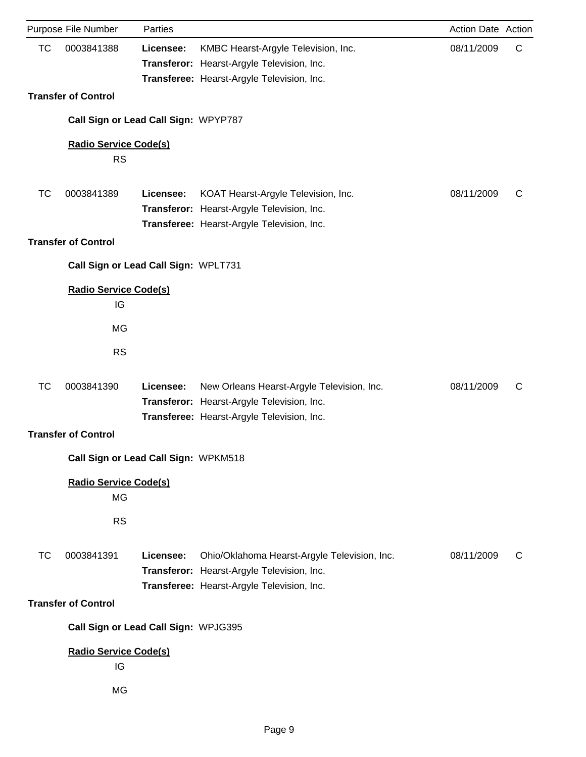| Purpose | File Number | Parties | | Action Date | Action |
|---|---|---|---|---|---|
| TC | 0003841388 | **Licensee:** | KMBC Hearst-Argyle Television, Inc. | 08/11/2009 | C |
| | | **Transferor:** | Hearst-Argyle Television, Inc. | | |
| | | **Transferee:** | Hearst-Argyle Television, Inc. | | |

**Transfer of Control**

**Call Sign or Lead Call Sign:** WPYP787

**Radio Service Code(s)**

RS

| Purpose | File Number | Parties | | Action Date | Action |
|---|---|---|---|---|---|
| TC | 0003841389 | **Licensee:** | KOAT Hearst-Argyle Television, Inc. | 08/11/2009 | C |
| | | **Transferor:** | Hearst-Argyle Television, Inc. | | |
| | | **Transferee:** | Hearst-Argyle Television, Inc. | | |

**Transfer of Control**

**Call Sign or Lead Call Sign:** WPLT731

**Radio Service Code(s)**

IG

MG

RS

| Purpose | File Number | Parties | | Action Date | Action |
|---|---|---|---|---|---|
| TC | 0003841390 | **Licensee:** | New Orleans Hearst-Argyle Television, Inc. | 08/11/2009 | C |
| | | **Transferor:** | Hearst-Argyle Television, Inc. | | |
| | | **Transferee:** | Hearst-Argyle Television, Inc. | | |

**Transfer of Control**

**Call Sign or Lead Call Sign:** WPKM518

**Radio Service Code(s)**

MG

RS

| Purpose | File Number | Parties | | Action Date | Action |
|---|---|---|---|---|---|
| TC | 0003841391 | **Licensee:** | Ohio/Oklahoma Hearst-Argyle Television, Inc. | 08/11/2009 | C |
| | | **Transferor:** | Hearst-Argyle Television, Inc. | | |
| | | **Transferee:** | Hearst-Argyle Television, Inc. | | |

**Transfer of Control**

**Call Sign or Lead Call Sign:** WPJG395

**Radio Service Code(s)**

IG

MG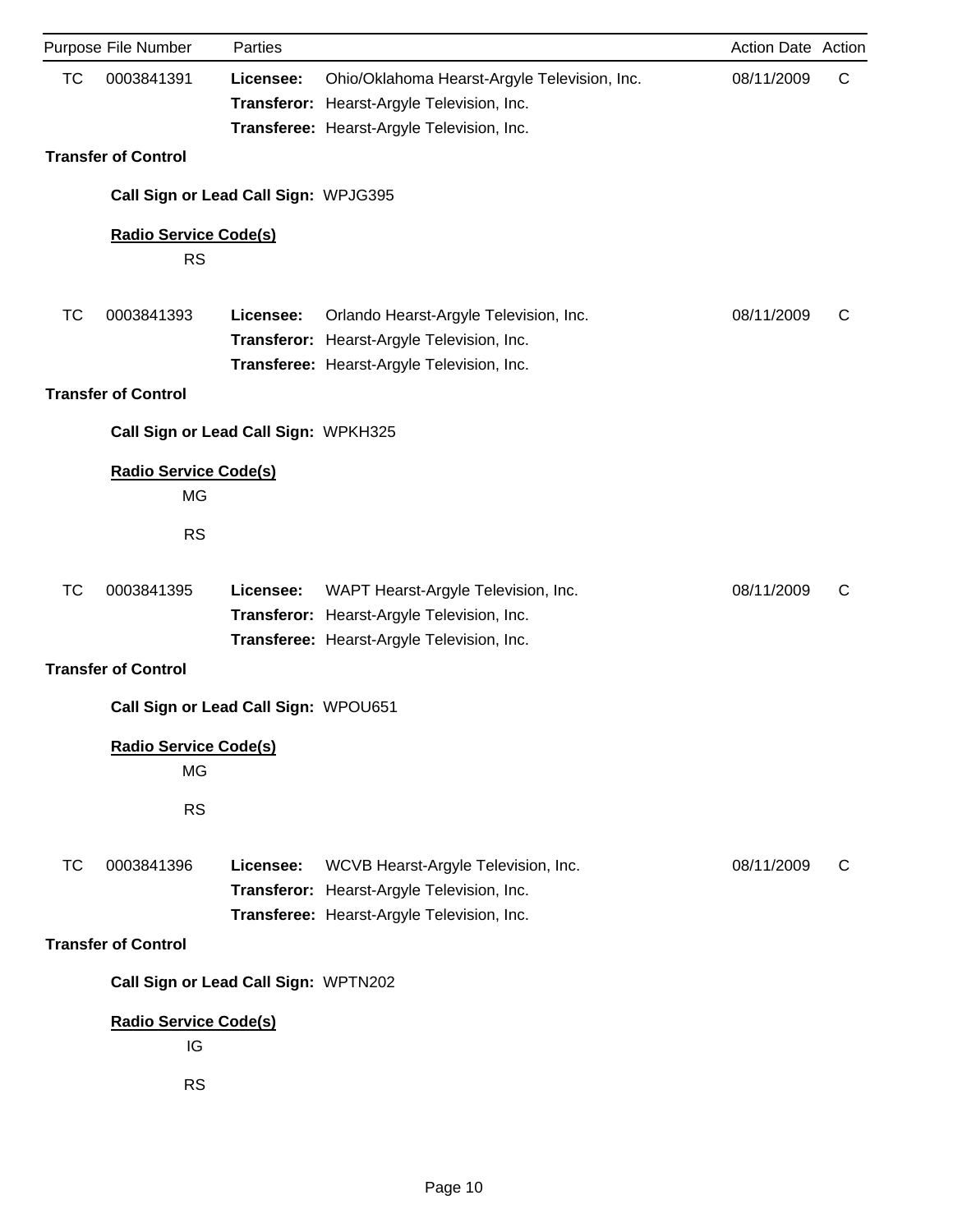| Purpose | File Number | Parties | | Action Date | Action |
|---|---|---|---|---|---|
| TC | 0003841391 | **Licensee:** | Ohio/Oklahoma Hearst-Argyle Television, Inc. | 08/11/2009 | C |
| | | **Transferor:** | Hearst-Argyle Television, Inc. | | |
| | | **Transferee:** | Hearst-Argyle Television, Inc. | | |

**Transfer of Control**

**Call Sign or Lead Call Sign:** WPJG395

**Radio Service Code(s)**

RS

| Purpose | File Number | Parties | | Action Date | Action |
|---|---|---|---|---|---|
| TC | 0003841393 | **Licensee:** | Orlando Hearst-Argyle Television, Inc. | 08/11/2009 | C |
| | | **Transferor:** | Hearst-Argyle Television, Inc. | | |
| | | **Transferee:** | Hearst-Argyle Television, Inc. | | |

**Transfer of Control**

**Call Sign or Lead Call Sign:** WPKH325

**Radio Service Code(s)**

MG

RS

| Purpose | File Number | Parties | | Action Date | Action |
|---|---|---|---|---|---|
| TC | 0003841395 | **Licensee:** | WAPT Hearst-Argyle Television, Inc. | 08/11/2009 | C |
| | | **Transferor:** | Hearst-Argyle Television, Inc. | | |
| | | **Transferee:** | Hearst-Argyle Television, Inc. | | |

**Transfer of Control**

**Call Sign or Lead Call Sign:** WPOU651

**Radio Service Code(s)**

MG

RS

| Purpose | File Number | Parties | | Action Date | Action |
|---|---|---|---|---|---|
| TC | 0003841396 | **Licensee:** | WCVB Hearst-Argyle Television, Inc. | 08/11/2009 | C |
| | | **Transferor:** | Hearst-Argyle Television, Inc. | | |
| | | **Transferee:** | Hearst-Argyle Television, Inc. | | |

**Transfer of Control**

**Call Sign or Lead Call Sign:** WPTN202

**Radio Service Code(s)**

IG

RS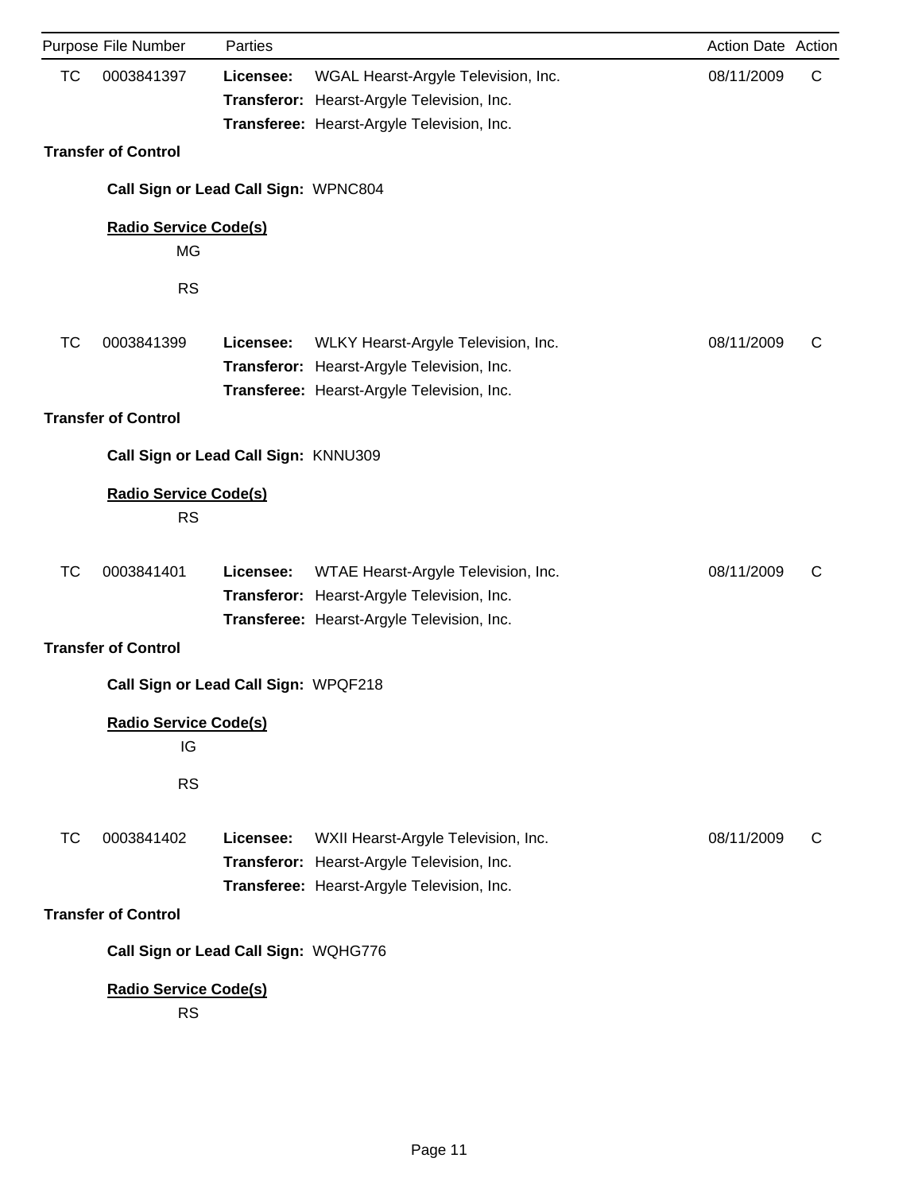| Purpose | File Number | Parties | | Action Date | Action |
|---|---|---|---|---|---|
| TC | 0003841397 | **Licensee:** | WGAL Hearst-Argyle Television, Inc. | 08/11/2009 | C |
| | | **Transferor:** | Hearst-Argyle Television, Inc. | | |
| | | **Transferee:** | Hearst-Argyle Television, Inc. | | |

**Transfer of Control**

**Call Sign or Lead Call Sign:** WPNC804

**Radio Service Code(s)**

MG

RS

| Purpose | File Number | Parties | | Action Date | Action |
|---|---|---|---|---|---|
| TC | 0003841399 | **Licensee:** | WLKY Hearst-Argyle Television, Inc. | 08/11/2009 | C |
| | | **Transferor:** | Hearst-Argyle Television, Inc. | | |
| | | **Transferee:** | Hearst-Argyle Television, Inc. | | |

**Transfer of Control**

**Call Sign or Lead Call Sign:** KNNU309

**Radio Service Code(s)**

RS

| Purpose | File Number | Parties | | Action Date | Action |
|---|---|---|---|---|---|
| TC | 0003841401 | **Licensee:** | WTAE Hearst-Argyle Television, Inc. | 08/11/2009 | C |
| | | **Transferor:** | Hearst-Argyle Television, Inc. | | |
| | | **Transferee:** | Hearst-Argyle Television, Inc. | | |

**Transfer of Control**

**Call Sign or Lead Call Sign:** WPQF218

**Radio Service Code(s)**

IG

RS

| Purpose | File Number | Parties | | Action Date | Action |
|---|---|---|---|---|---|
| TC | 0003841402 | **Licensee:** | WXII Hearst-Argyle Television, Inc. | 08/11/2009 | C |
| | | **Transferor:** | Hearst-Argyle Television, Inc. | | |
| | | **Transferee:** | Hearst-Argyle Television, Inc. | | |

**Transfer of Control**

**Call Sign or Lead Call Sign:** WQHG776

**Radio Service Code(s)**

RS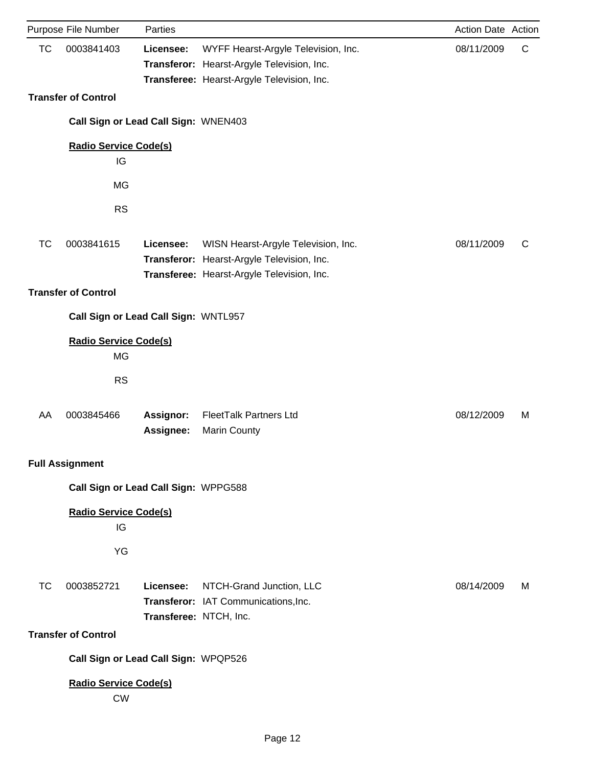| Purpose | File Number | Parties | | Action Date | Action |
|---|---|---|---|---|---|
| TC | 0003841403 | **Licensee:** | WYFF Hearst-Argyle Television, Inc. | 08/11/2009 | C |
| | | **Transferor:** | Hearst-Argyle Television, Inc. | | |
| | | **Transferee:** | Hearst-Argyle Television, Inc. | | |

**Transfer of Control**

**Call Sign or Lead Call Sign:** WNEN403

**Radio Service Code(s)**

IG

MG

RS

| Purpose | File Number | Parties | | Action Date | Action |
|---|---|---|---|---|---|
| TC | 0003841615 | **Licensee:** | WISN Hearst-Argyle Television, Inc. | 08/11/2009 | C |
| | | **Transferor:** | Hearst-Argyle Television, Inc. | | |
| | | **Transferee:** | Hearst-Argyle Television, Inc. | | |

**Transfer of Control**

**Call Sign or Lead Call Sign:** WNTL957

**Radio Service Code(s)**

MG

RS

| Purpose | File Number | Parties | | Action Date | Action |
|---|---|---|---|---|---|
| AA | 0003845466 | **Assignor:** | FleetTalk Partners Ltd | 08/12/2009 | M |
| | | **Assignee:** | Marin County | | |

**Full Assignment**

**Call Sign or Lead Call Sign:** WPPG588

**Radio Service Code(s)**

IG

YG

| Purpose | File Number | Parties | | Action Date | Action |
|---|---|---|---|---|---|
| TC | 0003852721 | **Licensee:** | NTCH-Grand Junction, LLC | 08/14/2009 | M |
| | | **Transferor:** | IAT Communications,Inc. | | |
| | | **Transferee:** | NTCH, Inc. | | |

**Transfer of Control**

**Call Sign or Lead Call Sign:** WPQP526

**Radio Service Code(s)**

CW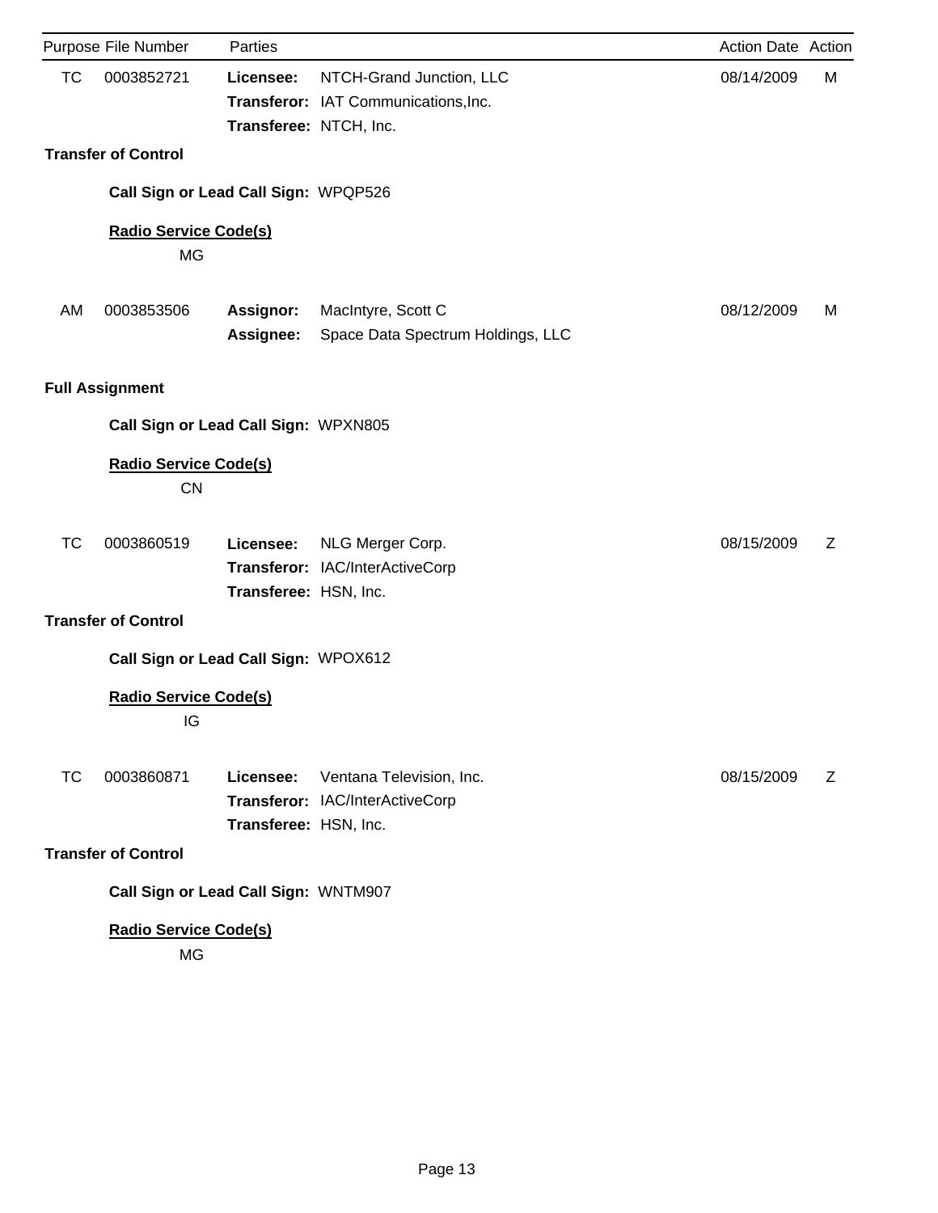| Purpose | File Number | Parties | | Action Date | Action |
|---|---|---|---|---|---|
| TC | 0003852721 | **Licensee:** | NTCH-Grand Junction, LLC | 08/14/2009 | M |
| | | **Transferor:** | IAT Communications,Inc. | | |
| | | **Transferee:** | NTCH, Inc. | | |

**Transfer of Control**

**Call Sign or Lead Call Sign:** WPQP526

**Radio Service Code(s)**

MG

| Purpose | File Number | Parties | | Action Date | Action |
|---|---|---|---|---|---|
| AM | 0003853506 | **Assignor:** | MacIntyre, Scott C | 08/12/2009 | M |
| | | **Assignee:** | Space Data Spectrum Holdings, LLC | | |

**Full Assignment**

**Call Sign or Lead Call Sign:** WPXN805

**Radio Service Code(s)**

CN

| Purpose | File Number | Parties | | Action Date | Action |
|---|---|---|---|---|---|
| TC | 0003860519 | **Licensee:** | NLG Merger Corp. | 08/15/2009 | Z |
| | | **Transferor:** | IAC/InterActiveCorp | | |
| | | **Transferee:** | HSN, Inc. | | |

**Transfer of Control**

**Call Sign or Lead Call Sign:** WPOX612

**Radio Service Code(s)**

IG

| Purpose | File Number | Parties | | Action Date | Action |
|---|---|---|---|---|---|
| TC | 0003860871 | **Licensee:** | Ventana Television, Inc. | 08/15/2009 | Z |
| | | **Transferor:** | IAC/InterActiveCorp | | |
| | | **Transferee:** | HSN, Inc. | | |

**Transfer of Control**

**Call Sign or Lead Call Sign:** WNTM907

**Radio Service Code(s)**

MG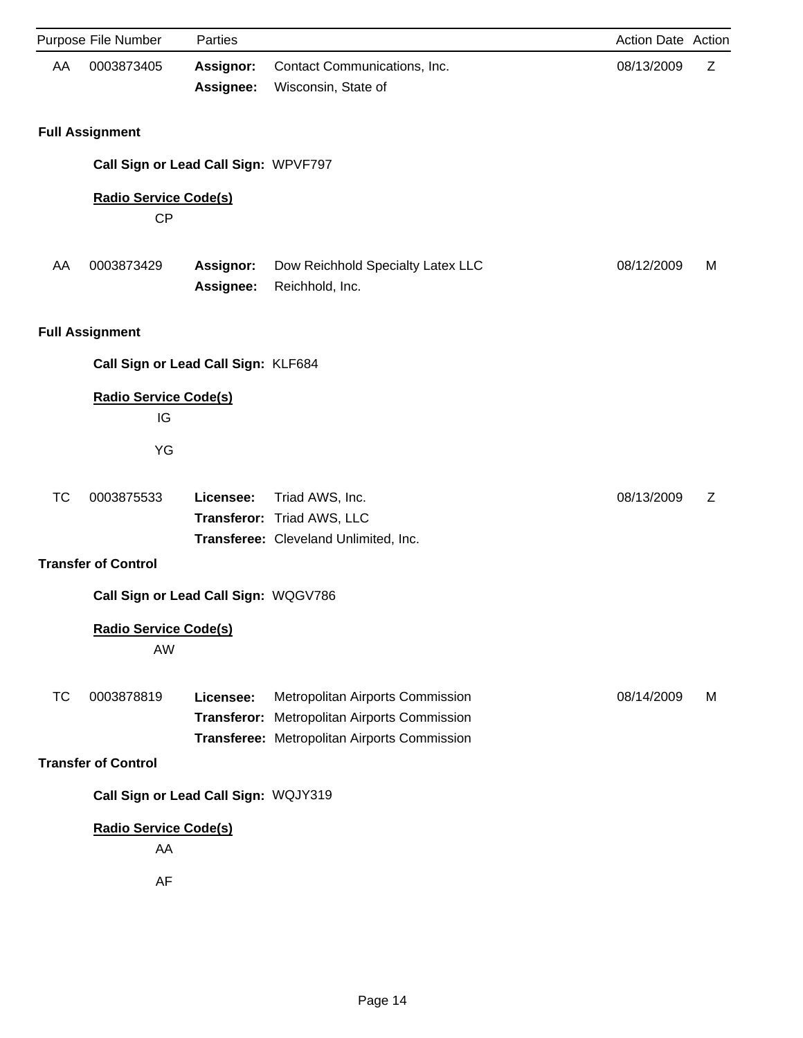| Purpose | File Number | Parties | | Action Date | Action |
|---|---|---|---|---|---|
| AA | 0003873405 | **Assignor:** | Contact Communications, Inc. | 08/13/2009 | Z |
| | | **Assignee:** | Wisconsin, State of | | |

**Full Assignment**

**Call Sign or Lead Call Sign:** WPVF797

**Radio Service Code(s)**

CP

| Purpose | File Number | Parties | | Action Date | Action |
|---|---|---|---|---|---|
| AA | 0003873429 | **Assignor:** | Dow Reichhold Specialty Latex LLC | 08/12/2009 | M |
| | | **Assignee:** | Reichhold, Inc. | | |

**Full Assignment**

**Call Sign or Lead Call Sign:** KLF684

**Radio Service Code(s)**

IG

YG

| Purpose | File Number | Parties | | Action Date | Action |
|---|---|---|---|---|---|
| TC | 0003875533 | **Licensee:** | Triad AWS, Inc. | 08/13/2009 | Z |
| | | **Transferor:** | Triad AWS, LLC | | |
| | | **Transferee:** | Cleveland Unlimited, Inc. | | |

**Transfer of Control**

**Call Sign or Lead Call Sign:** WQGV786

**Radio Service Code(s)**

AW

| Purpose | File Number | Parties | | Action Date | Action |
|---|---|---|---|---|---|
| TC | 0003878819 | **Licensee:** | Metropolitan Airports Commission | 08/14/2009 | M |
| | | **Transferor:** | Metropolitan Airports Commission | | |
| | | **Transferee:** | Metropolitan Airports Commission | | |

**Transfer of Control**

**Call Sign or Lead Call Sign:** WQJY319

**Radio Service Code(s)**

AA

AF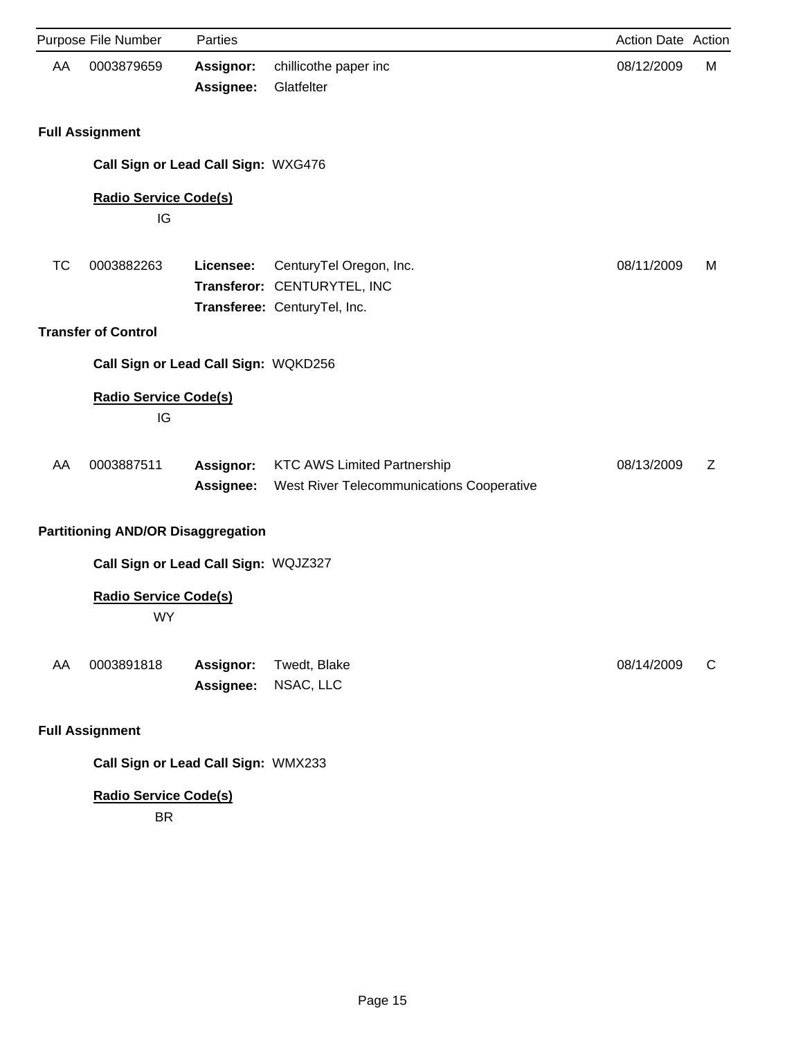| Purpose | File Number | Parties | | Action Date | Action |
|---|---|---|---|---|---|
| AA | 0003879659 | **Assignor:** | chillicothe paper inc | 08/12/2009 | M |
| | | **Assignee:** | Glatfelter | | |

**Full Assignment**

**Call Sign or Lead Call Sign:** WXG476

**Radio Service Code(s)**

IG

| Purpose | File Number | Parties | | Action Date | Action |
|---|---|---|---|---|---|
| TC | 0003882263 | **Licensee:** | CenturyTel Oregon, Inc. | 08/11/2009 | M |
| | | **Transferor:** | CENTURYTEL, INC | | |
| | | **Transferee:** | CenturyTel, Inc. | | |

**Transfer of Control**

**Call Sign or Lead Call Sign:** WQKD256

**Radio Service Code(s)**

IG

| Purpose | File Number | Parties | | Action Date | Action |
|---|---|---|---|---|---|
| AA | 0003887511 | **Assignor:** | KTC AWS Limited Partnership | 08/13/2009 | Z |
| | | **Assignee:** | West River Telecommunications Cooperative | | |

**Partitioning AND/OR Disaggregation**

**Call Sign or Lead Call Sign:** WQJZ327

**Radio Service Code(s)**

WY

| Purpose | File Number | Parties | | Action Date | Action |
|---|---|---|---|---|---|
| AA | 0003891818 | **Assignor:** | Twedt, Blake | 08/14/2009 | C |
| | | **Assignee:** | NSAC, LLC | | |

**Full Assignment**

**Call Sign or Lead Call Sign:** WMX233

**Radio Service Code(s)**

BR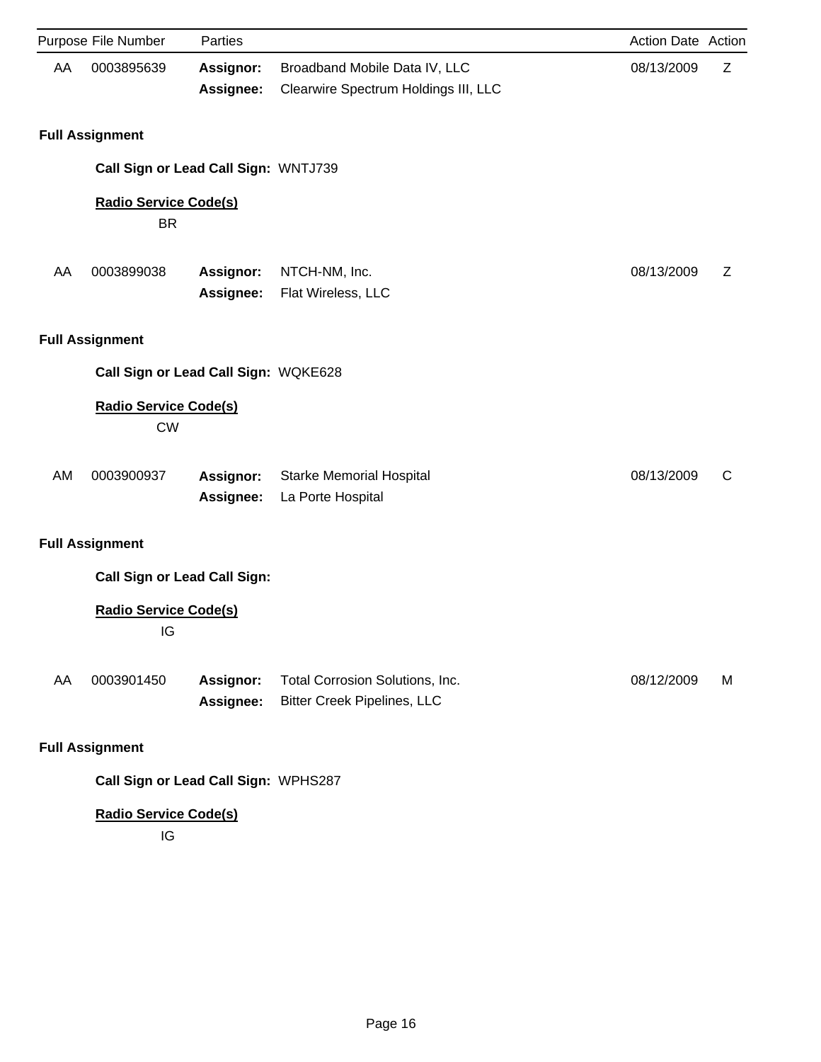| Purpose | File Number | Parties | | Action Date | Action |
|---|---|---|---|---|---|
| AA | 0003895639 | **Assignor:** | Broadband Mobile Data IV, LLC | 08/13/2009 | Z |
| | | **Assignee:** | Clearwire Spectrum Holdings III, LLC | | |

**Full Assignment**

**Call Sign or Lead Call Sign:** WNTJ739

**Radio Service Code(s)**

BR

| Purpose | File Number | Parties | | Action Date | Action |
|---|---|---|---|---|---|
| AA | 0003899038 | **Assignor:** | NTCH-NM, Inc. | 08/13/2009 | Z |
| | | **Assignee:** | Flat Wireless, LLC | | |

**Full Assignment**

**Call Sign or Lead Call Sign:** WQKE628

**Radio Service Code(s)**

CW

| Purpose | File Number | Parties | | Action Date | Action |
|---|---|---|---|---|---|
| AM | 0003900937 | **Assignor:** | Starke Memorial Hospital | 08/13/2009 | C |
| | | **Assignee:** | La Porte Hospital | | |

**Full Assignment**

**Call Sign or Lead Call Sign:**

**Radio Service Code(s)**

IG

| Purpose | File Number | Parties | | Action Date | Action |
|---|---|---|---|---|---|
| AA | 0003901450 | **Assignor:** | Total Corrosion Solutions, Inc. | 08/12/2009 | M |
| | | **Assignee:** | Bitter Creek Pipelines, LLC | | |

**Full Assignment**

**Call Sign or Lead Call Sign:** WPHS287

**Radio Service Code(s)**

IG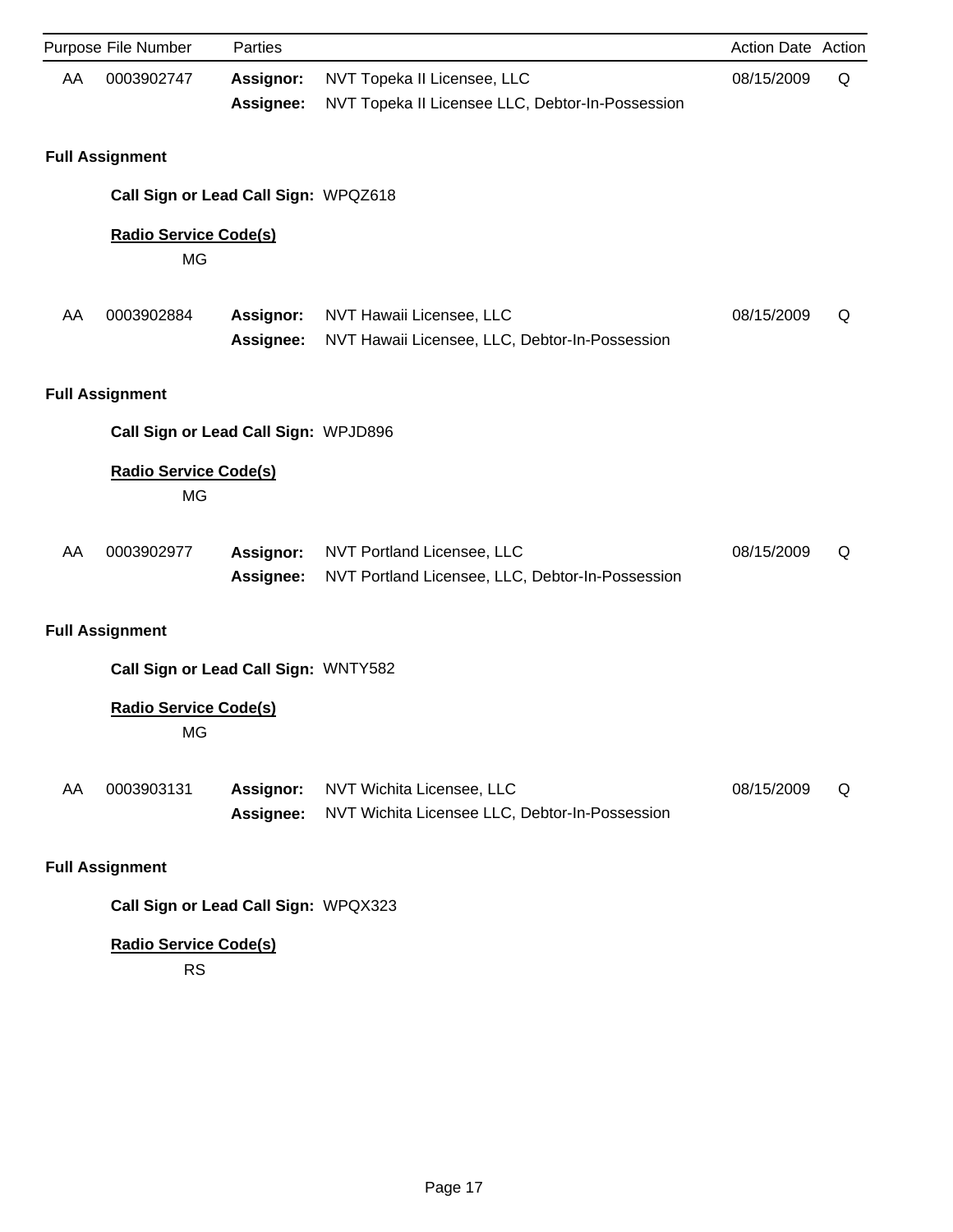| Purpose | File Number | Parties | | Action Date | Action |
|---|---|---|---|---|---|
| AA | 0003902747 | **Assignor:** | NVT Topeka II Licensee, LLC | 08/15/2009 | Q |
| | | **Assignee:** | NVT Topeka II Licensee LLC, Debtor-In-Possession | | |

**Full Assignment**

**Call Sign or Lead Call Sign:** WPQZ618

**Radio Service Code(s)**

MG

| Purpose | File Number | Parties | | Action Date | Action |
|---|---|---|---|---|---|
| AA | 0003902884 | **Assignor:** | NVT Hawaii Licensee, LLC | 08/15/2009 | Q |
| | | **Assignee:** | NVT Hawaii Licensee, LLC, Debtor-In-Possession | | |

**Full Assignment**

**Call Sign or Lead Call Sign:** WPJD896

**Radio Service Code(s)**

MG

| Purpose | File Number | Parties | | Action Date | Action |
|---|---|---|---|---|---|
| AA | 0003902977 | **Assignor:** | NVT Portland Licensee, LLC | 08/15/2009 | Q |
| | | **Assignee:** | NVT Portland Licensee, LLC, Debtor-In-Possession | | |

**Full Assignment**

**Call Sign or Lead Call Sign:** WNTY582

**Radio Service Code(s)**

MG

| Purpose | File Number | Parties | | Action Date | Action |
|---|---|---|---|---|---|
| AA | 0003903131 | **Assignor:** | NVT Wichita Licensee, LLC | 08/15/2009 | Q |
| | | **Assignee:** | NVT Wichita Licensee LLC, Debtor-In-Possession | | |

**Full Assignment**

**Call Sign or Lead Call Sign:** WPQX323

**Radio Service Code(s)**

RS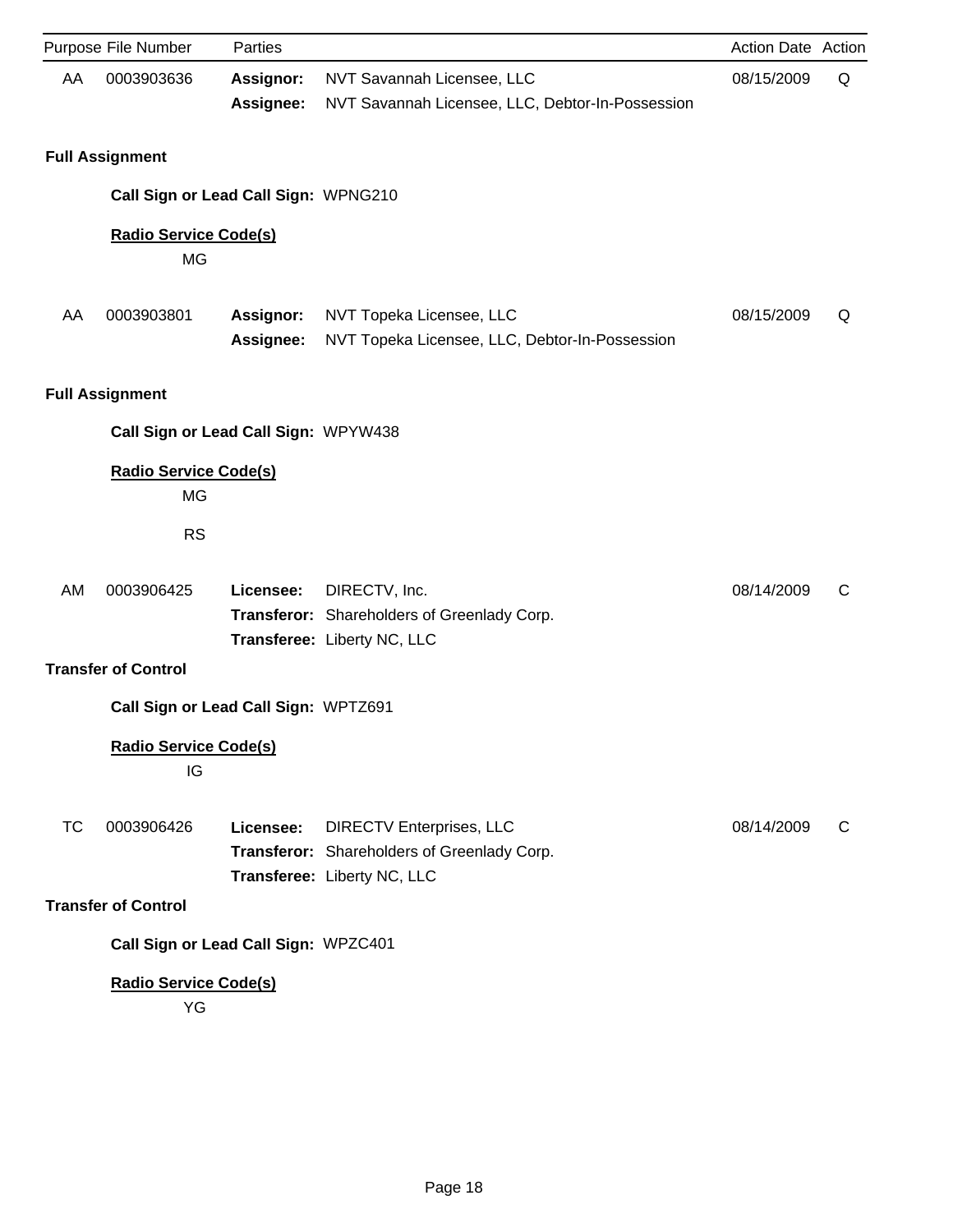| Purpose | File Number | Parties | | Action Date | Action |
|---|---|---|---|---|---|
| AA | 0003903636 | **Assignor:** | NVT Savannah Licensee, LLC | 08/15/2009 | Q |
| | | **Assignee:** | NVT Savannah Licensee, LLC, Debtor-In-Possession | | |

**Full Assignment**

**Call Sign or Lead Call Sign:** WPNG210

**Radio Service Code(s)**

MG

| Purpose | File Number | Parties | | Action Date | Action |
|---|---|---|---|---|---|
| AA | 0003903801 | **Assignor:** | NVT Topeka Licensee, LLC | 08/15/2009 | Q |
| | | **Assignee:** | NVT Topeka Licensee, LLC, Debtor-In-Possession | | |

**Full Assignment**

**Call Sign or Lead Call Sign:** WPYW438

**Radio Service Code(s)**

MG

RS

| Purpose | File Number | Parties | | Action Date | Action |
|---|---|---|---|---|---|
| AM | 0003906425 | **Licensee:** | DIRECTV, Inc. | 08/14/2009 | C |
| | | **Transferor:** | Shareholders of Greenlady Corp. | | |
| | | **Transferee:** | Liberty NC, LLC | | |

**Transfer of Control**

**Call Sign or Lead Call Sign:** WPTZ691

**Radio Service Code(s)**

IG

| Purpose | File Number | Parties | | Action Date | Action |
|---|---|---|---|---|---|
| TC | 0003906426 | **Licensee:** | DIRECTV Enterprises, LLC | 08/14/2009 | C |
| | | **Transferor:** | Shareholders of Greenlady Corp. | | |
| | | **Transferee:** | Liberty NC, LLC | | |

**Transfer of Control**

**Call Sign or Lead Call Sign:** WPZC401

**Radio Service Code(s)**

YG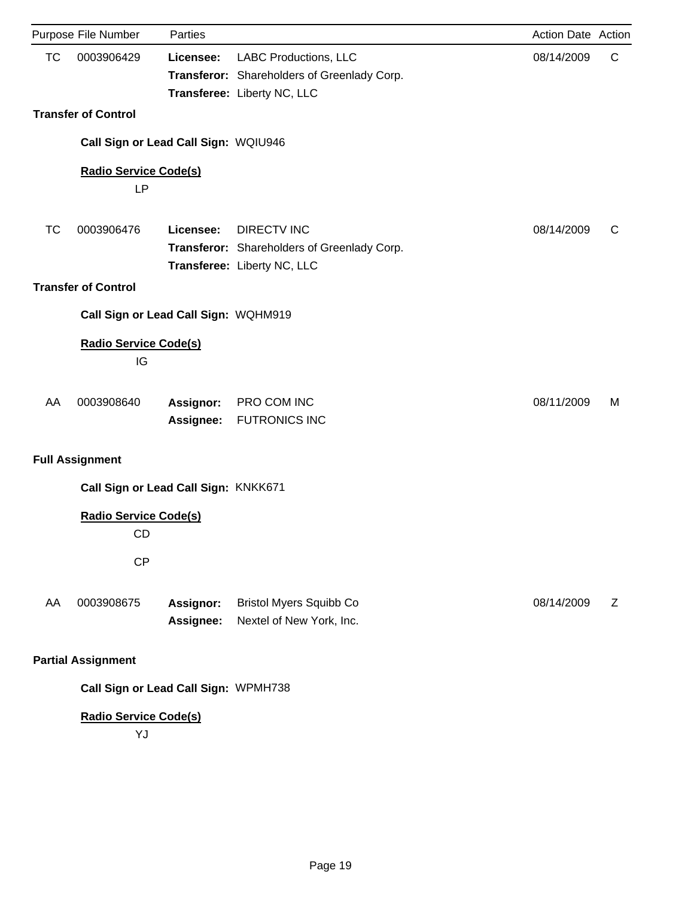| Purpose | File Number | Parties | | Action Date | Action |
|---|---|---|---|---|---|
| TC | 0003906429 | **Licensee:** | LABC Productions, LLC | 08/14/2009 | C |
| | | **Transferor:** | Shareholders of Greenlady Corp. | | |
| | | **Transferee:** | Liberty NC, LLC | | |

**Transfer of Control**

**Call Sign or Lead Call Sign:** WQIU946

**Radio Service Code(s)**

LP

| Purpose | File Number | Parties | | Action Date | Action |
|---|---|---|---|---|---|
| TC | 0003906476 | **Licensee:** | DIRECTV INC | 08/14/2009 | C |
| | | **Transferor:** | Shareholders of Greenlady Corp. | | |
| | | **Transferee:** | Liberty NC, LLC | | |

**Transfer of Control**

**Call Sign or Lead Call Sign:** WQHM919

**Radio Service Code(s)**

IG

| Purpose | File Number | Parties | | Action Date | Action |
|---|---|---|---|---|---|
| AA | 0003908640 | **Assignor:** | PRO COM INC | 08/11/2009 | M |
| | | **Assignee:** | FUTRONICS INC | | |

**Full Assignment**

**Call Sign or Lead Call Sign:** KNKK671

**Radio Service Code(s)**

CD

CP

| Purpose | File Number | Parties | | Action Date | Action |
|---|---|---|---|---|---|
| AA | 0003908675 | **Assignor:** | Bristol Myers Squibb Co | 08/14/2009 | Z |
| | | **Assignee:** | Nextel of New York, Inc. | | |

**Partial Assignment**

**Call Sign or Lead Call Sign:** WPMH738

**Radio Service Code(s)**

YJ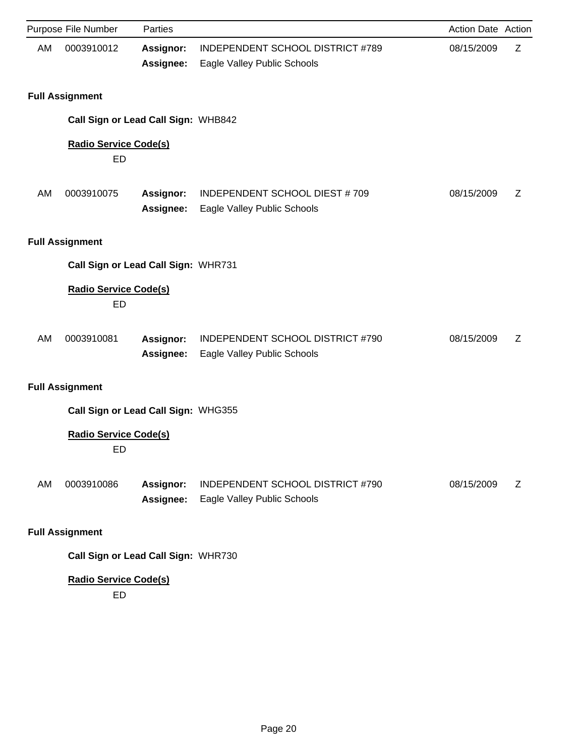| Purpose | File Number | Parties | | Action Date | Action |
|---|---|---|---|---|---|
| AM | 0003910012 | **Assignor:** | INDEPENDENT SCHOOL DISTRICT #789 | 08/15/2009 | Z |
| | | **Assignee:** | Eagle Valley Public Schools | | |

**Full Assignment**

**Call Sign or Lead Call Sign:** WHB842

**Radio Service Code(s)**

ED

| Purpose | File Number | Parties | | Action Date | Action |
|---|---|---|---|---|---|
| AM | 0003910075 | **Assignor:** | INDEPENDENT SCHOOL DIEST # 709 | 08/15/2009 | Z |
| | | **Assignee:** | Eagle Valley Public Schools | | |

**Full Assignment**

**Call Sign or Lead Call Sign:** WHR731

**Radio Service Code(s)**

ED

| Purpose | File Number | Parties | | Action Date | Action |
|---|---|---|---|---|---|
| AM | 0003910081 | **Assignor:** | INDEPENDENT SCHOOL DISTRICT #790 | 08/15/2009 | Z |
| | | **Assignee:** | Eagle Valley Public Schools | | |

**Full Assignment**

**Call Sign or Lead Call Sign:** WHG355

**Radio Service Code(s)**

ED

| Purpose | File Number | Parties | | Action Date | Action |
|---|---|---|---|---|---|
| AM | 0003910086 | **Assignor:** | INDEPENDENT SCHOOL DISTRICT #790 | 08/15/2009 | Z |
| | | **Assignee:** | Eagle Valley Public Schools | | |

**Full Assignment**

**Call Sign or Lead Call Sign:** WHR730

**Radio Service Code(s)**

ED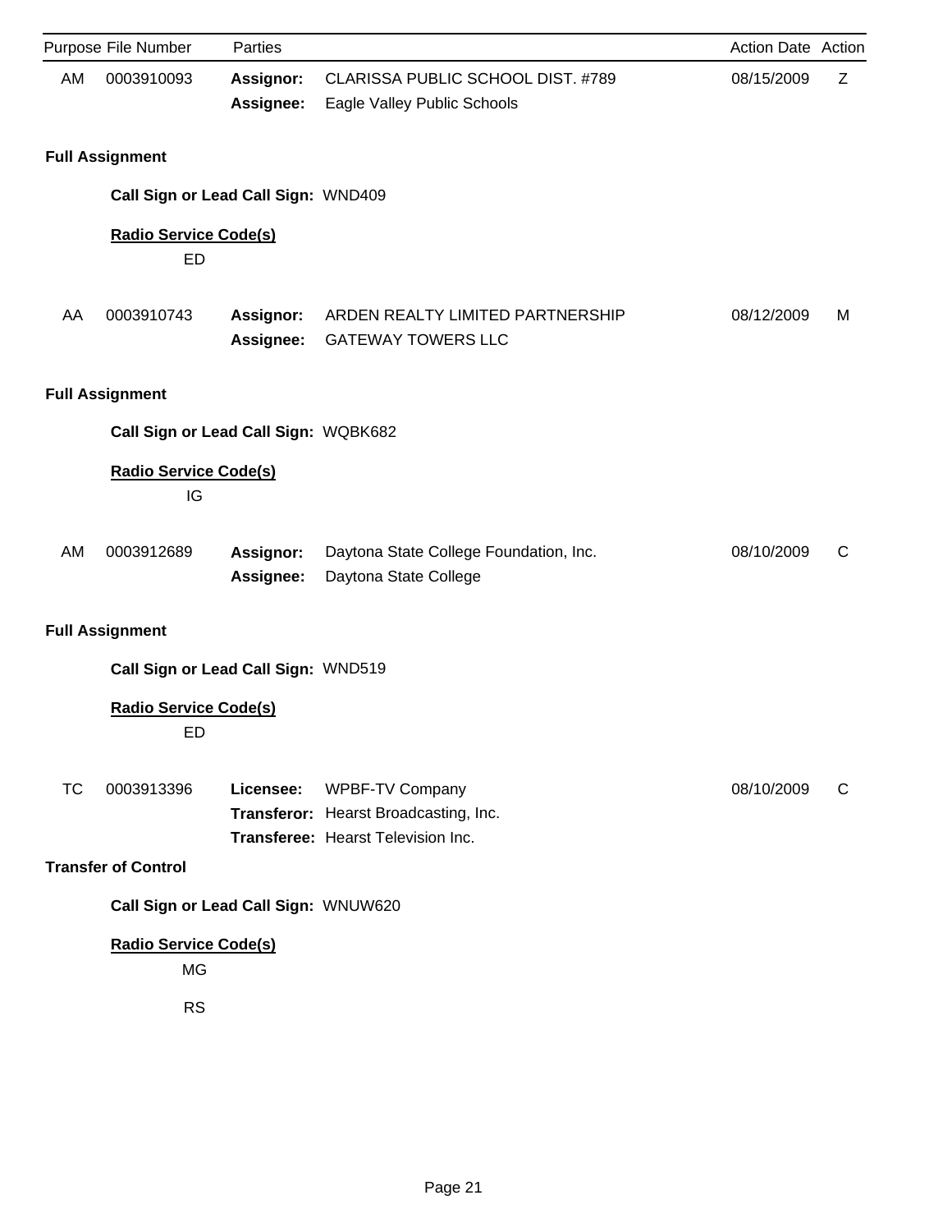| Purpose | File Number | Parties | | Action Date | Action |
|---|---|---|---|---|---|
| AM | 0003910093 | **Assignor:** | CLARISSA PUBLIC SCHOOL DIST. #789 | 08/15/2009 | Z |
| | | **Assignee:** | Eagle Valley Public Schools | | |

**Full Assignment**

**Call Sign or Lead Call Sign:** WND409

**Radio Service Code(s)**

ED

| Purpose | File Number | Parties | | Action Date | Action |
|---|---|---|---|---|---|
| AA | 0003910743 | **Assignor:** | ARDEN REALTY LIMITED PARTNERSHIP | 08/12/2009 | M |
| | | **Assignee:** | GATEWAY TOWERS LLC | | |

**Full Assignment**

**Call Sign or Lead Call Sign:** WQBK682

**Radio Service Code(s)**

IG

| Purpose | File Number | Parties | | Action Date | Action |
|---|---|---|---|---|---|
| AM | 0003912689 | **Assignor:** | Daytona State College Foundation, Inc. | 08/10/2009 | C |
| | | **Assignee:** | Daytona State College | | |

**Full Assignment**

**Call Sign or Lead Call Sign:** WND519

**Radio Service Code(s)**

ED

| Purpose | File Number | Parties | | Action Date | Action |
|---|---|---|---|---|---|
| TC | 0003913396 | **Licensee:** | WPBF-TV Company | 08/10/2009 | C |
| | | **Transferor:** | Hearst Broadcasting, Inc. | | |
| | | **Transferee:** | Hearst Television Inc. | | |

**Transfer of Control**

**Call Sign or Lead Call Sign:** WNUW620

**Radio Service Code(s)**

MG

RS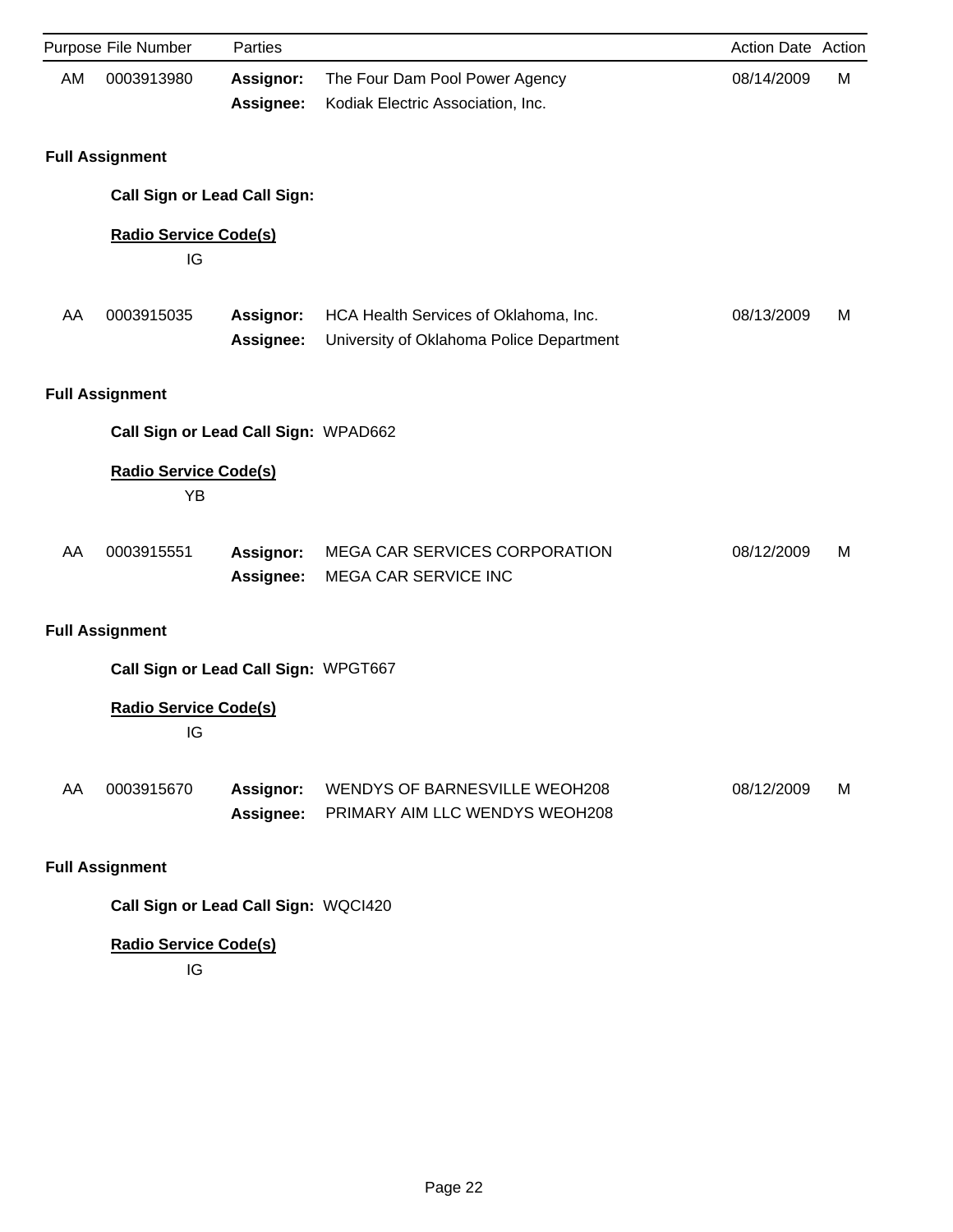| Purpose | File Number | Parties | | Action Date | Action |
|---|---|---|---|---|---|
| AM | 0003913980 | **Assignor:** | The Four Dam Pool Power Agency | 08/14/2009 | M |
| | | **Assignee:** | Kodiak Electric Association, Inc. | | |

**Full Assignment**

**Call Sign or Lead Call Sign:**

**Radio Service Code(s)**

IG

| Purpose | File Number | Parties | | Action Date | Action |
|---|---|---|---|---|---|
| AA | 0003915035 | **Assignor:** | HCA Health Services of Oklahoma, Inc. | 08/13/2009 | M |
| | | **Assignee:** | University of Oklahoma Police Department | | |

**Full Assignment**

**Call Sign or Lead Call Sign:** WPAD662

**Radio Service Code(s)**

YB

| Purpose | File Number | Parties | | Action Date | Action |
|---|---|---|---|---|---|
| AA | 0003915551 | **Assignor:** | MEGA CAR SERVICES CORPORATION | 08/12/2009 | M |
| | | **Assignee:** | MEGA CAR SERVICE INC | | |

**Full Assignment**

**Call Sign or Lead Call Sign:** WPGT667

**Radio Service Code(s)**

IG

| Purpose | File Number | Parties | | Action Date | Action |
|---|---|---|---|---|---|
| AA | 0003915670 | **Assignor:** | WENDYS OF BARNESVILLE WEOH208 | 08/12/2009 | M |
| | | **Assignee:** | PRIMARY AIM LLC WENDYS WEOH208 | | |

**Full Assignment**

**Call Sign or Lead Call Sign:** WQCI420

**Radio Service Code(s)**

IG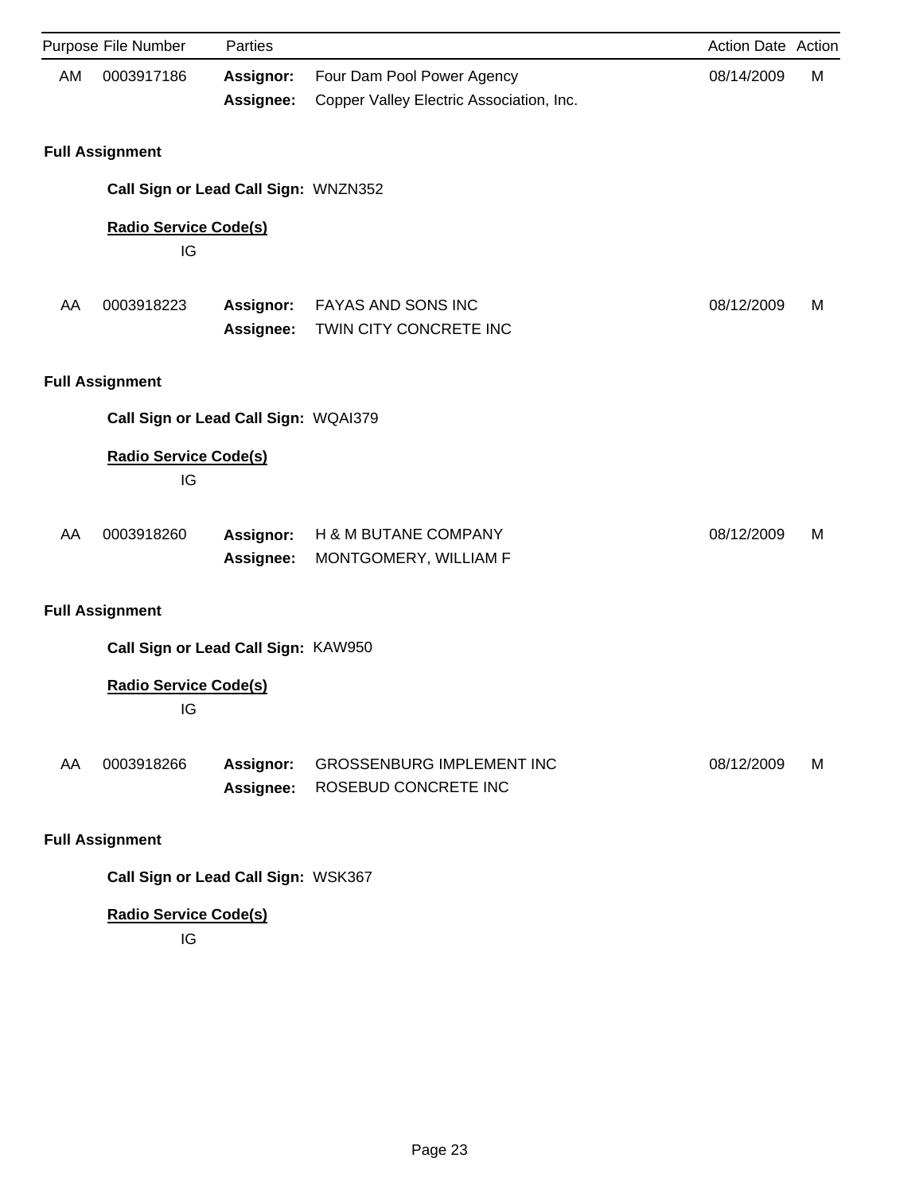| Purpose | File Number | Parties | | Action Date | Action |
|---|---|---|---|---|---|
| AM | 0003917186 | **Assignor:** | Four Dam Pool Power Agency | 08/14/2009 | M |
| | | **Assignee:** | Copper Valley Electric Association, Inc. | | |

**Full Assignment**

**Call Sign or Lead Call Sign:** WNZN352

**Radio Service Code(s)**

IG

| Purpose | File Number | Parties | | Action Date | Action |
|---|---|---|---|---|---|
| AA | 0003918223 | **Assignor:** | FAYAS AND SONS INC | 08/12/2009 | M |
| | | **Assignee:** | TWIN CITY CONCRETE INC | | |

**Full Assignment**

**Call Sign or Lead Call Sign:** WQAI379

**Radio Service Code(s)**

IG

| Purpose | File Number | Parties | | Action Date | Action |
|---|---|---|---|---|---|
| AA | 0003918260 | **Assignor:** | H & M BUTANE COMPANY | 08/12/2009 | M |
| | | **Assignee:** | MONTGOMERY, WILLIAM F | | |

**Full Assignment**

**Call Sign or Lead Call Sign:** KAW950

**Radio Service Code(s)**

IG

| Purpose | File Number | Parties | | Action Date | Action |
|---|---|---|---|---|---|
| AA | 0003918266 | **Assignor:** | GROSSENBURG IMPLEMENT INC | 08/12/2009 | M |
| | | **Assignee:** | ROSEBUD CONCRETE INC | | |

**Full Assignment**

**Call Sign or Lead Call Sign:** WSK367

**Radio Service Code(s)**

IG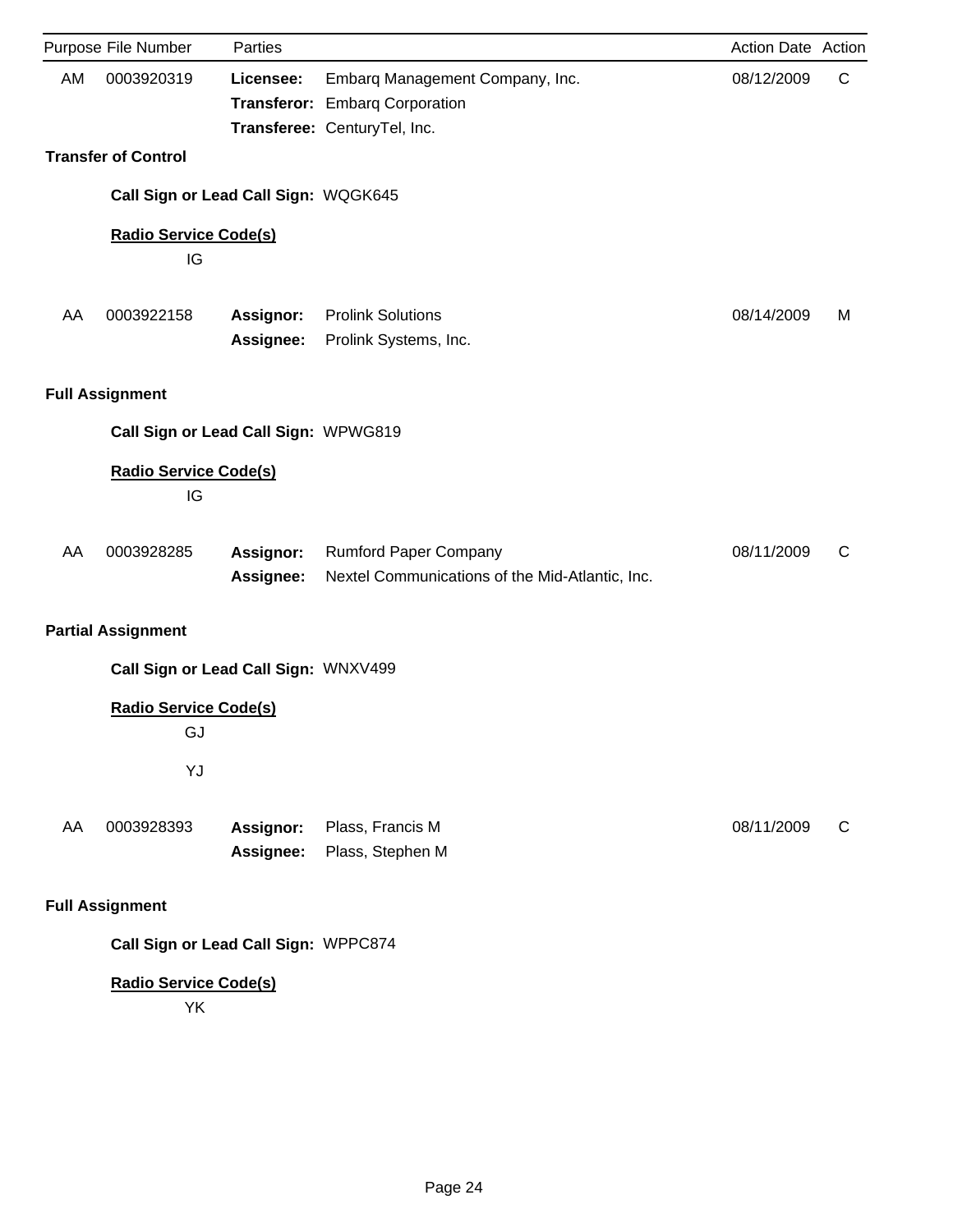| Purpose | File Number | Parties | | Action Date | Action |
|---|---|---|---|---|---|
| AM | 0003920319 | **Licensee:** | Embarq Management Company, Inc. | 08/12/2009 | C |
| | | **Transferor:** | Embarq Corporation | | |
| | | **Transferee:** | CenturyTel, Inc. | | |

**Transfer of Control**

**Call Sign or Lead Call Sign:** WQGK645

**Radio Service Code(s)**

IG

| Purpose | File Number | Parties | | Action Date | Action |
|---|---|---|---|---|---|
| AA | 0003922158 | **Assignor:** | Prolink Solutions | 08/14/2009 | M |
| | | **Assignee:** | Prolink Systems, Inc. | | |

**Full Assignment**

**Call Sign or Lead Call Sign:** WPWG819

**Radio Service Code(s)**

IG

| Purpose | File Number | Parties | | Action Date | Action |
|---|---|---|---|---|---|
| AA | 0003928285 | **Assignor:** | Rumford Paper Company | 08/11/2009 | C |
| | | **Assignee:** | Nextel Communications of the Mid-Atlantic, Inc. | | |

**Partial Assignment**

**Call Sign or Lead Call Sign:** WNXV499

**Radio Service Code(s)**

GJ

YJ

| Purpose | File Number | Parties | | Action Date | Action |
|---|---|---|---|---|---|
| AA | 0003928393 | **Assignor:** | Plass, Francis M | 08/11/2009 | C |
| | | **Assignee:** | Plass, Stephen M | | |

**Full Assignment**

**Call Sign or Lead Call Sign:** WPPC874

**Radio Service Code(s)**

YK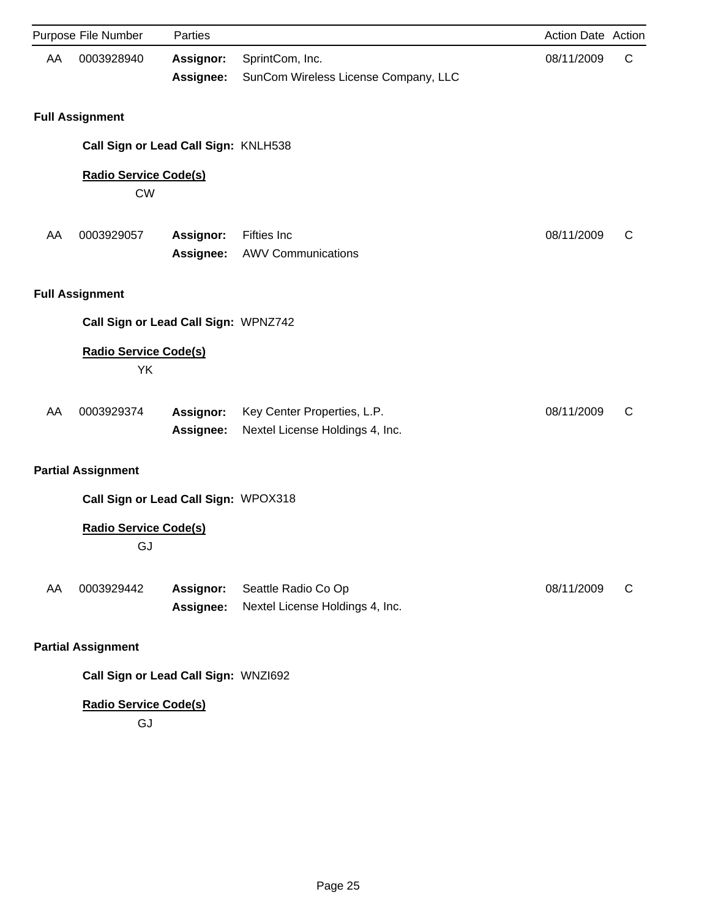| Purpose | File Number | Parties | | Action Date | Action |
|---|---|---|---|---|---|
| AA | 0003928940 | **Assignor:** | SprintCom, Inc. | 08/11/2009 | C |
| | | **Assignee:** | SunCom Wireless License Company, LLC | | |

**Full Assignment**

**Call Sign or Lead Call Sign:** KNLH538

**Radio Service Code(s)**

CW

| Purpose | File Number | Parties | | Action Date | Action |
|---|---|---|---|---|---|
| AA | 0003929057 | **Assignor:** | Fifties Inc | 08/11/2009 | C |
| | | **Assignee:** | AWV Communications | | |

**Full Assignment**

**Call Sign or Lead Call Sign:** WPNZ742

**Radio Service Code(s)**

YK

| Purpose | File Number | Parties | | Action Date | Action |
|---|---|---|---|---|---|
| AA | 0003929374 | **Assignor:** | Key Center Properties, L.P. | 08/11/2009 | C |
| | | **Assignee:** | Nextel License Holdings 4, Inc. | | |

**Partial Assignment**

**Call Sign or Lead Call Sign:** WPOX318

**Radio Service Code(s)**

GJ

| Purpose | File Number | Parties | | Action Date | Action |
|---|---|---|---|---|---|
| AA | 0003929442 | **Assignor:** | Seattle Radio Co Op | 08/11/2009 | C |
| | | **Assignee:** | Nextel License Holdings 4, Inc. | | |

**Partial Assignment**

**Call Sign or Lead Call Sign:** WNZI692

**Radio Service Code(s)**

GJ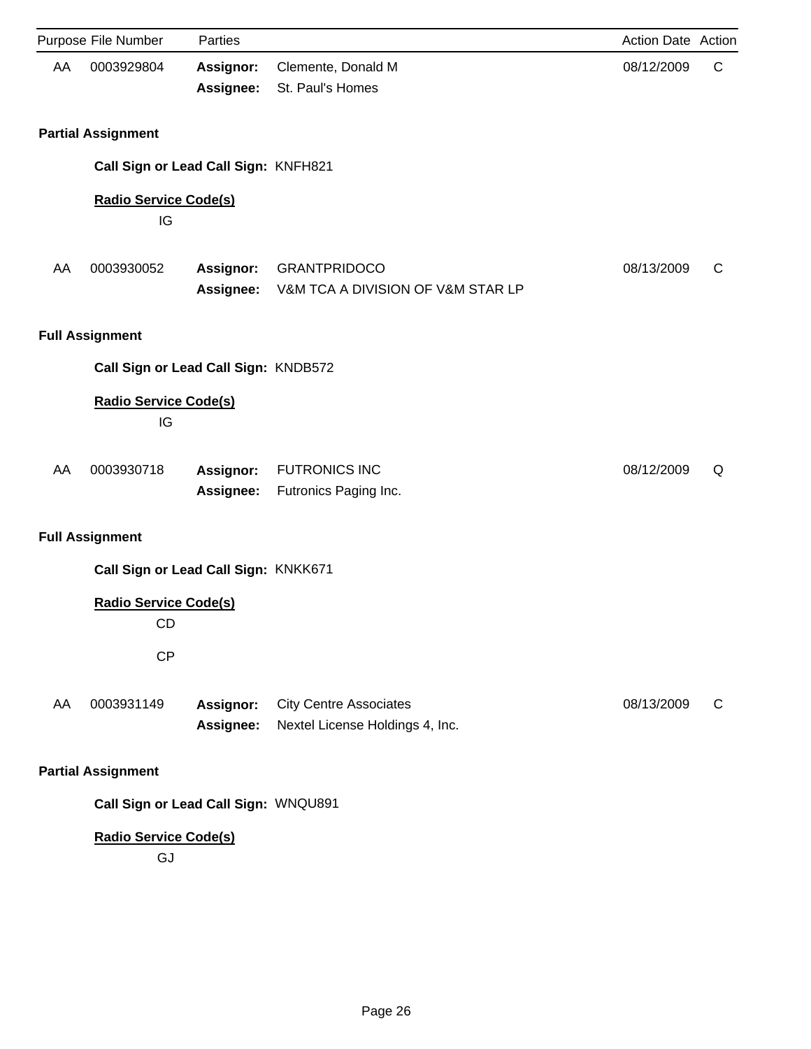| Purpose | File Number | Parties | | Action Date | Action |
|---|---|---|---|---|---|
| AA | 0003929804 | **Assignor:** | Clemente, Donald M | 08/12/2009 | C |
| | | **Assignee:** | St. Paul's Homes | | |

**Partial Assignment**

**Call Sign or Lead Call Sign:** KNFH821

**Radio Service Code(s)**

IG

| Purpose | File Number | Parties | | Action Date | Action |
|---|---|---|---|---|---|
| AA | 0003930052 | **Assignor:** | GRANTPRIDOCO | 08/13/2009 | C |
| | | **Assignee:** | V&M TCA A DIVISION OF V&M STAR LP | | |

**Full Assignment**

**Call Sign or Lead Call Sign:** KNDB572

**Radio Service Code(s)**

IG

| Purpose | File Number | Parties | | Action Date | Action |
|---|---|---|---|---|---|
| AA | 0003930718 | **Assignor:** | FUTRONICS INC | 08/12/2009 | Q |
| | | **Assignee:** | Futronics Paging Inc. | | |

**Full Assignment**

**Call Sign or Lead Call Sign:** KNKK671

**Radio Service Code(s)**

CD

CP

| Purpose | File Number | Parties | | Action Date | Action |
|---|---|---|---|---|---|
| AA | 0003931149 | **Assignor:** | City Centre Associates | 08/13/2009 | C |
| | | **Assignee:** | Nextel License Holdings 4, Inc. | | |

**Partial Assignment**

**Call Sign or Lead Call Sign:** WNQU891

**Radio Service Code(s)**

GJ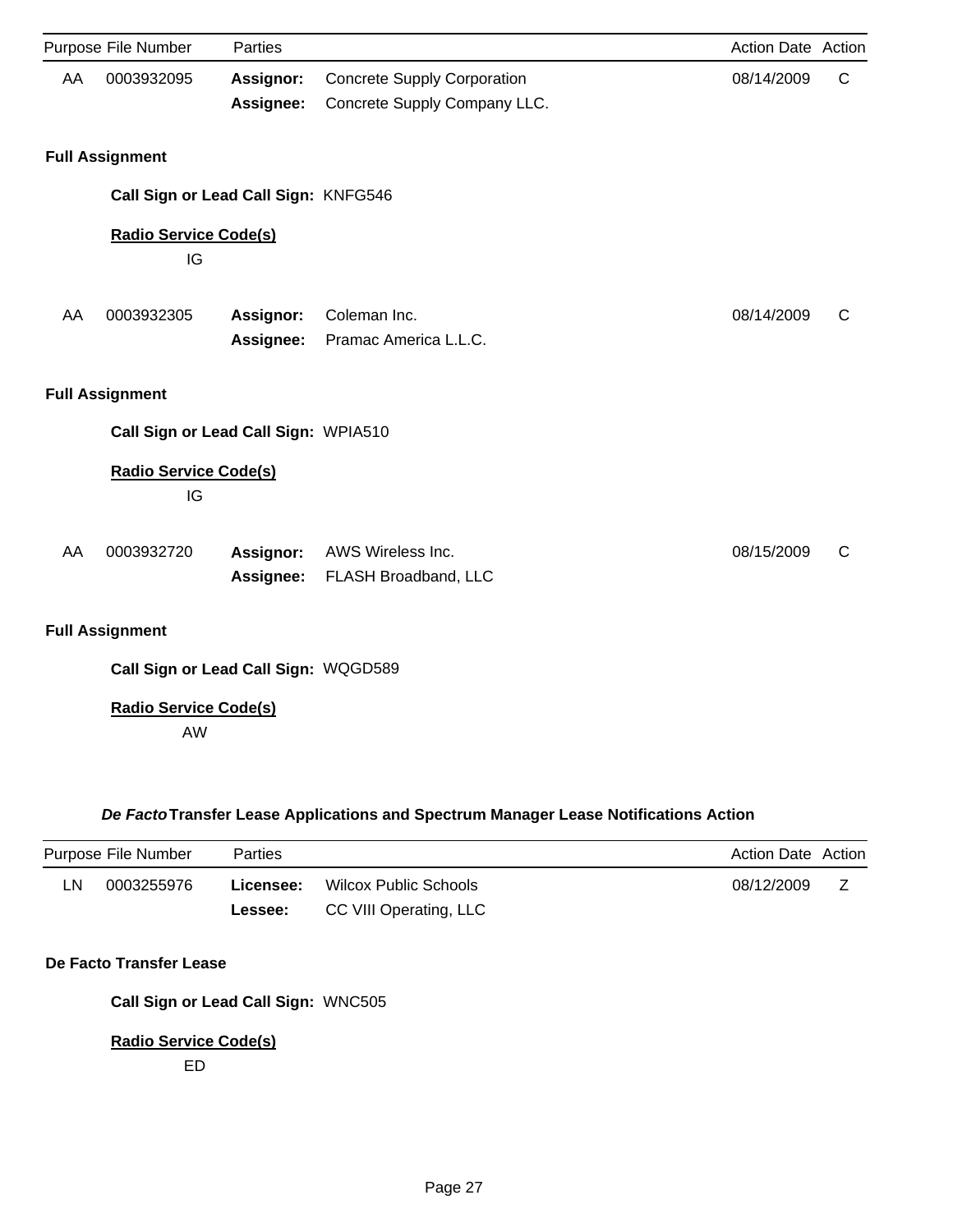| Purpose | File Number | Parties | | Action Date | Action |
|---|---|---|---|---|---|
| AA | 0003932095 | **Assignor:** | Concrete Supply Corporation | 08/14/2009 | C |
| | | **Assignee:** | Concrete Supply Company LLC. | | |

**Full Assignment**

**Call Sign or Lead Call Sign:** KNFG546

**Radio Service Code(s)**

IG

| Purpose | File Number | Parties | | Action Date | Action |
|---|---|---|---|---|---|
| AA | 0003932305 | **Assignor:** | Coleman Inc. | 08/14/2009 | C |
| | | **Assignee:** | Pramac America L.L.C. | | |

**Full Assignment**

**Call Sign or Lead Call Sign:** WPIA510

**Radio Service Code(s)**

IG

| Purpose | File Number | Parties | | Action Date | Action |
|---|---|---|---|---|---|
| AA | 0003932720 | **Assignor:** | AWS Wireless Inc. | 08/15/2009 | C |
| | | **Assignee:** | FLASH Broadband, LLC | | |

**Full Assignment**

**Call Sign or Lead Call Sign:** WQGD589

**Radio Service Code(s)**

AW

### *De Facto* Transfer Lease Applications and Spectrum Manager Lease Notifications Action

| Purpose | File Number | Parties | | Action Date | Action |
|---|---|---|---|---|---|
| LN | 0003255976 | **Licensee:** | Wilcox Public Schools | 08/12/2009 | Z |
| | | **Lessee:** | CC VIII Operating, LLC | | |

**De Facto Transfer Lease**

**Call Sign or Lead Call Sign:** WNC505

**Radio Service Code(s)**

ED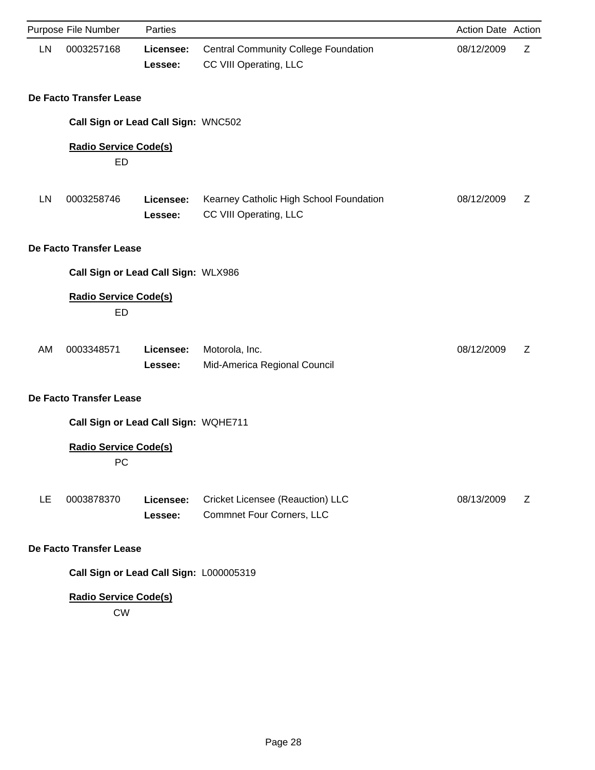| Purpose | File Number | Parties | | Action Date | Action |
|---|---|---|---|---|---|
| LN | 0003257168 | **Licensee:** | Central Community College Foundation | 08/12/2009 | Z |
| | | **Lessee:** | CC VIII Operating, LLC | | |

**De Facto Transfer Lease**

**Call Sign or Lead Call Sign:** WNC502

**Radio Service Code(s)**

ED

| Purpose | File Number | Parties | | Action Date | Action |
|---|---|---|---|---|---|
| LN | 0003258746 | **Licensee:** | Kearney Catholic High School Foundation | 08/12/2009 | Z |
| | | **Lessee:** | CC VIII Operating, LLC | | |

**De Facto Transfer Lease**

**Call Sign or Lead Call Sign:** WLX986

**Radio Service Code(s)**

ED

| Purpose | File Number | Parties | | Action Date | Action |
|---|---|---|---|---|---|
| AM | 0003348571 | **Licensee:** | Motorola, Inc. | 08/12/2009 | Z |
| | | **Lessee:** | Mid-America Regional Council | | |

**De Facto Transfer Lease**

**Call Sign or Lead Call Sign:** WQHE711

**Radio Service Code(s)**

PC

| Purpose | File Number | Parties | | Action Date | Action |
|---|---|---|---|---|---|
| LE | 0003878370 | **Licensee:** | Cricket Licensee (Reauction) LLC | 08/13/2009 | Z |
| | | **Lessee:** | Commnet Four Corners, LLC | | |

**De Facto Transfer Lease**

**Call Sign or Lead Call Sign:** L000005319

**Radio Service Code(s)**

CW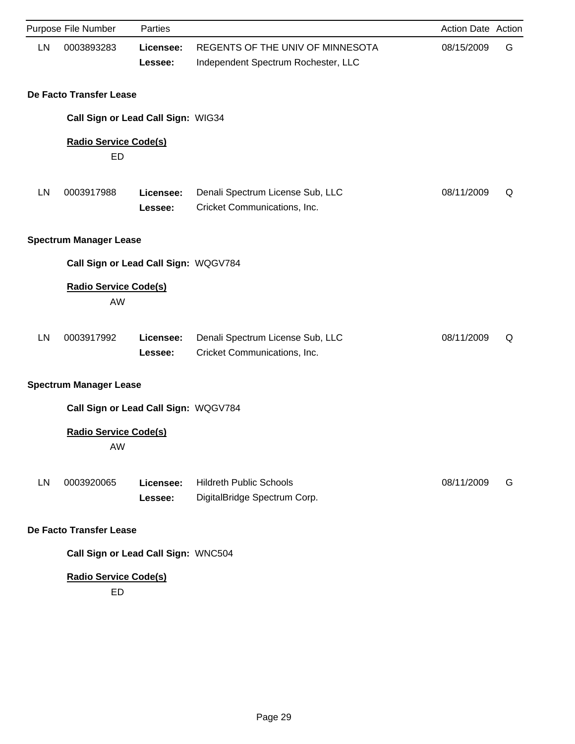| Purpose | File Number | Parties | | Action Date | Action |
|---|---|---|---|---|---|
| LN | 0003893283 | **Licensee:** | REGENTS OF THE UNIV OF MINNESOTA | 08/15/2009 | G |
| | | **Lessee:** | Independent Spectrum Rochester, LLC | | |

**De Facto Transfer Lease**

**Call Sign or Lead Call Sign:** WIG34

**Radio Service Code(s)**

ED

| Purpose | File Number | Parties | | Action Date | Action |
|---|---|---|---|---|---|
| LN | 0003917988 | **Licensee:** | Denali Spectrum License Sub, LLC | 08/11/2009 | Q |
| | | **Lessee:** | Cricket Communications, Inc. | | |

**Spectrum Manager Lease**

**Call Sign or Lead Call Sign:** WQGV784

**Radio Service Code(s)**

AW

| Purpose | File Number | Parties | | Action Date | Action |
|---|---|---|---|---|---|
| LN | 0003917992 | **Licensee:** | Denali Spectrum License Sub, LLC | 08/11/2009 | Q |
| | | **Lessee:** | Cricket Communications, Inc. | | |

**Spectrum Manager Lease**

**Call Sign or Lead Call Sign:** WQGV784

**Radio Service Code(s)**

AW

| Purpose | File Number | Parties | | Action Date | Action |
|---|---|---|---|---|---|
| LN | 0003920065 | **Licensee:** | Hildreth Public Schools | 08/11/2009 | G |
| | | **Lessee:** | DigitalBridge Spectrum Corp. | | |

**De Facto Transfer Lease**

**Call Sign or Lead Call Sign:** WNC504

**Radio Service Code(s)**

ED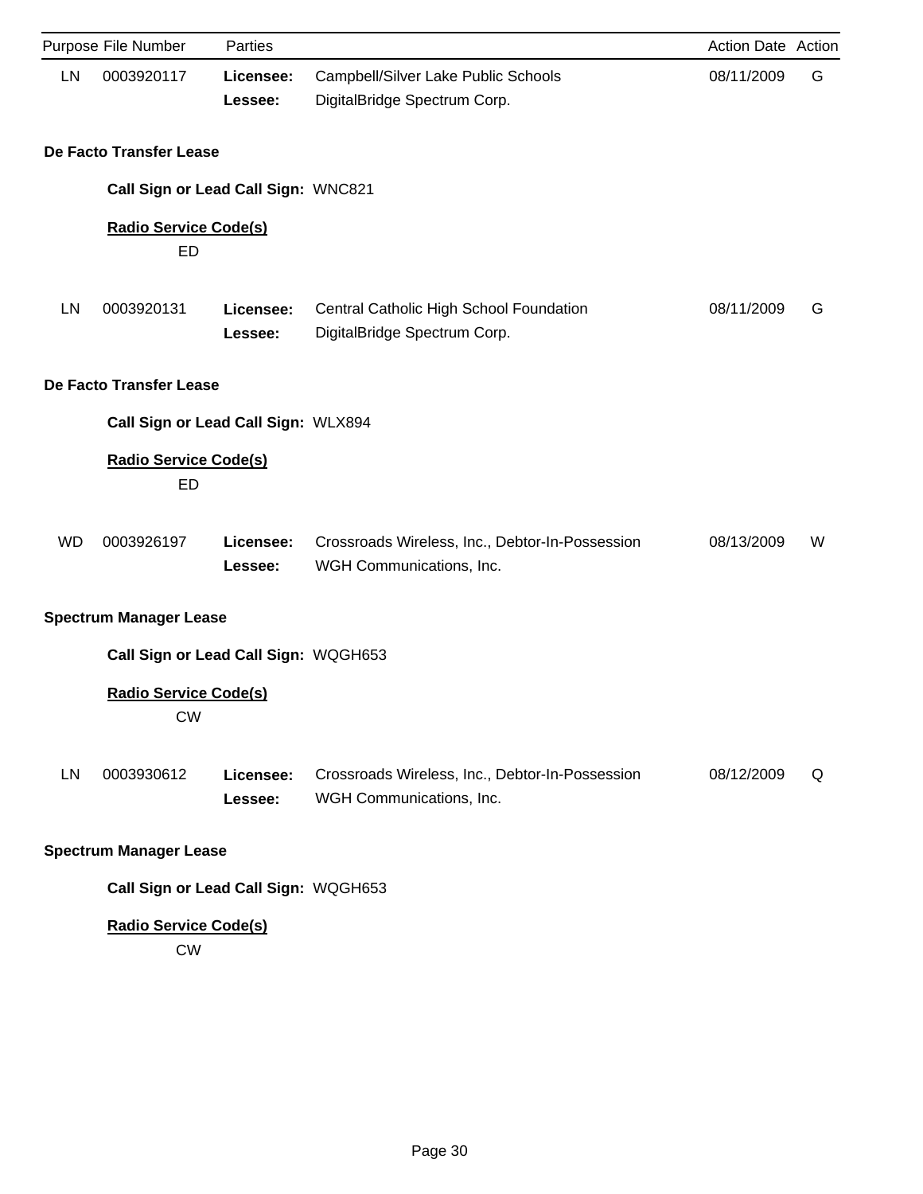| Purpose | File Number | Parties | | Action Date | Action |
|---|---|---|---|---|---|
| LN | 0003920117 | **Licensee:** | Campbell/Silver Lake Public Schools | 08/11/2009 | G |
| | | **Lessee:** | DigitalBridge Spectrum Corp. | | |

**De Facto Transfer Lease**

**Call Sign or Lead Call Sign:** WNC821

**Radio Service Code(s)**

ED

| Purpose | File Number | Parties | | Action Date | Action |
|---|---|---|---|---|---|
| LN | 0003920131 | **Licensee:** | Central Catholic High School Foundation | 08/11/2009 | G |
| | | **Lessee:** | DigitalBridge Spectrum Corp. | | |

**De Facto Transfer Lease**

**Call Sign or Lead Call Sign:** WLX894

**Radio Service Code(s)**

ED

| Purpose | File Number | Parties | | Action Date | Action |
|---|---|---|---|---|---|
| WD | 0003926197 | **Licensee:** | Crossroads Wireless, Inc., Debtor-In-Possession | 08/13/2009 | W |
| | | **Lessee:** | WGH Communications, Inc. | | |

**Spectrum Manager Lease**

**Call Sign or Lead Call Sign:** WQGH653

**Radio Service Code(s)**

CW

| Purpose | File Number | Parties | | Action Date | Action |
|---|---|---|---|---|---|
| LN | 0003930612 | **Licensee:** | Crossroads Wireless, Inc., Debtor-In-Possession | 08/12/2009 | Q |
| | | **Lessee:** | WGH Communications, Inc. | | |

**Spectrum Manager Lease**

**Call Sign or Lead Call Sign:** WQGH653

**Radio Service Code(s)**

CW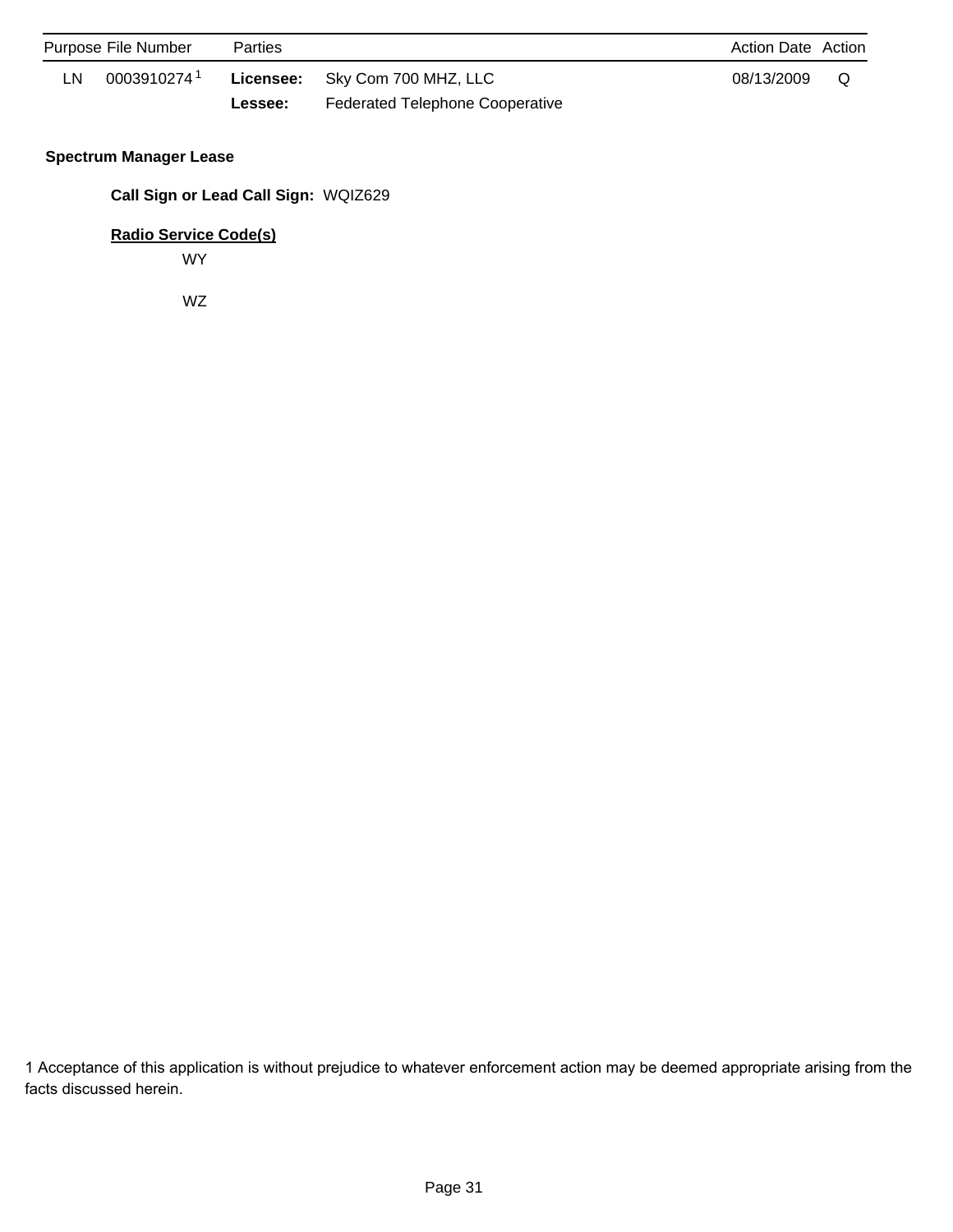| Purpose | File Number | Parties | | Action Date | Action |
|---|---|---|---|---|---|
| LN | 0003910274[1] | **Licensee:** | Sky Com 700 MHZ, LLC | 08/13/2009 | Q |
| | | **Lessee:** | Federated Telephone Cooperative | | |

**Spectrum Manager Lease**

**Call Sign or Lead Call Sign:** WQIZ629

**Radio Service Code(s)**

WY

WZ

1 Acceptance of this application is without prejudice to whatever enforcement action may be deemed appropriate arising from the facts discussed herein.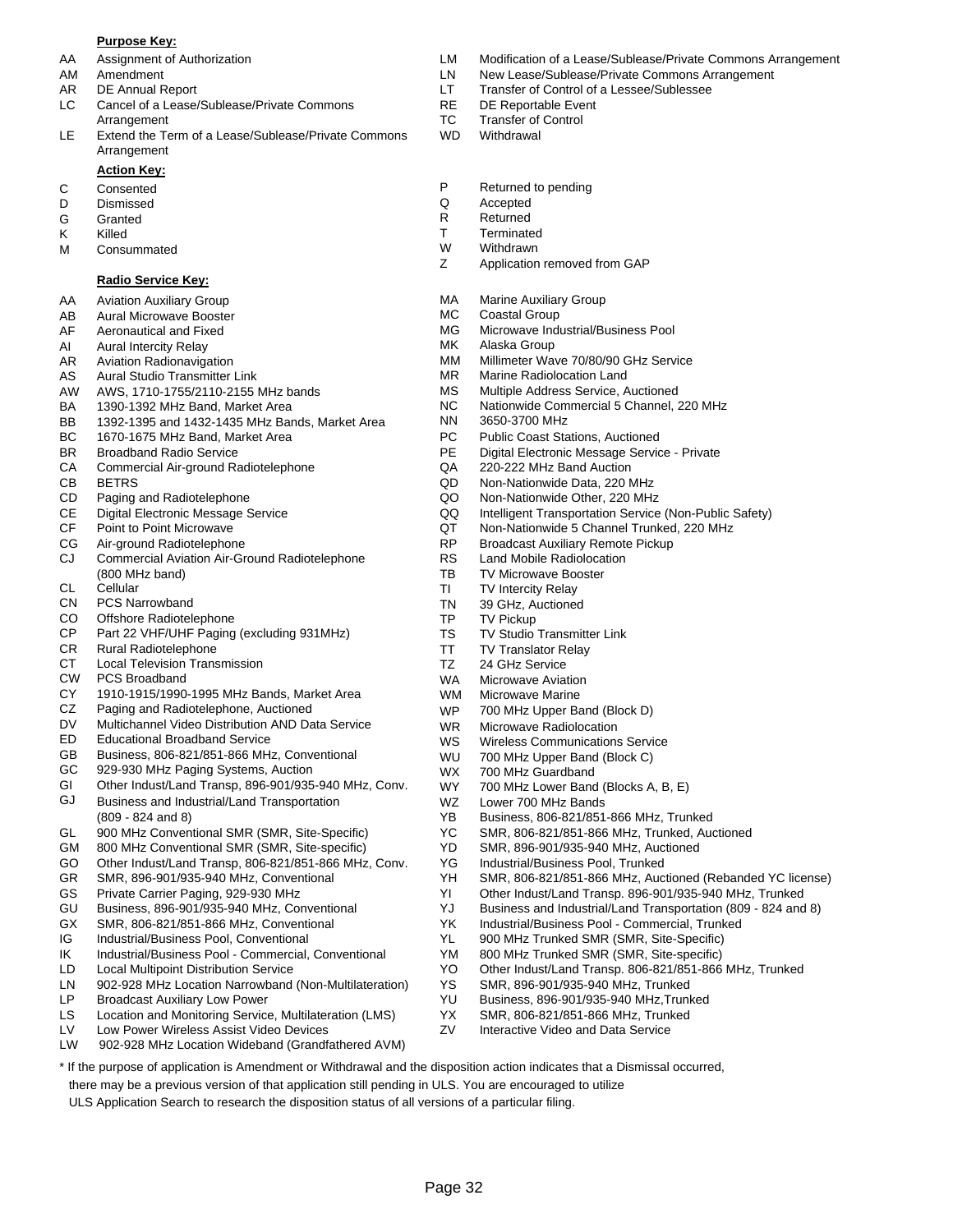**Purpose Key:**

| Code | Description |
| --- | --- |
| AA | Assignment of Authorization |
| AM | Amendment |
| AR | DE Annual Report |
| LC | Cancel of a Lease/Sublease/Private Commons Arrangement |
| LE | Extend the Term of a Lease/Sublease/Private Commons Arrangement |
| LM | Modification of a Lease/Sublease/Private Commons Arrangement |
| LN | New Lease/Sublease/Private Commons Arrangement |
| LT | Transfer of Control of a Lessee/Sublessee |
| RE | DE Reportable Event |
| TC | Transfer of Control |
| WD | Withdrawal |

**Action Key:**

| Code | Description |
| --- | --- |
| C | Consented |
| D | Dismissed |
| G | Granted |
| K | Killed |
| M | Consummated |
| P | Returned to pending |
| Q | Accepted |
| R | Returned |
| T | Terminated |
| W | Withdrawn |
| Z | Application removed from GAP |

**Radio Service Key:**

| Code | Description |
| --- | --- |
| AA | Aviation Auxiliary Group |
| AB | Aural Microwave Booster |
| AF | Aeronautical and Fixed |
| AI | Aural Intercity Relay |
| AR | Aviation Radionavigation |
| AS | Aural Studio Transmitter Link |
| AW | AWS, 1710-1755/2110-2155 MHz bands |
| BA | 1390-1392 MHz Band, Market Area |
| BB | 1392-1395 and 1432-1435 MHz Bands, Market Area |
| BC | 1670-1675 MHz Band, Market Area |
| BR | Broadband Radio Service |
| CA | Commercial Air-ground Radiotelephone |
| CB | BETRS |
| CD | Paging and Radiotelephone |
| CE | Digital Electronic Message Service |
| CF | Point to Point Microwave |
| CG | Air-ground Radiotelephone |
| CJ | Commercial Aviation Air-Ground Radiotelephone (800 MHz band) |
| CL | Cellular |
| CN | PCS Narrowband |
| CO | Offshore Radiotelephone |
| CP | Part 22 VHF/UHF Paging (excluding 931MHz) |
| CR | Rural Radiotelephone |
| CT | Local Television Transmission |
| CW | PCS Broadband |
| CY | 1910-1915/1990-1995 MHz Bands, Market Area |
| CZ | Paging and Radiotelephone, Auctioned |
| DV | Multichannel Video Distribution AND Data Service |
| ED | Educational Broadband Service |
| GB | Business, 806-821/851-866 MHz, Conventional |
| GC | 929-930 MHz Paging Systems, Auction |
| GI | Other Indust/Land Transp, 896-901/935-940 MHz, Conv. |
| GJ | Business and Industrial/Land Transportation (809 - 824 and 8) |
| GL | 900 MHz Conventional SMR (SMR, Site-Specific) |
| GM | 800 MHz Conventional SMR (SMR, Site-specific) |
| GO | Other Indust/Land Transp, 806-821/851-866 MHz, Conv. |
| GR | SMR, 896-901/935-940 MHz, Conventional |
| GS | Private Carrier Paging, 929-930 MHz |
| GU | Business, 896-901/935-940 MHz, Conventional |
| GX | SMR, 806-821/851-866 MHz, Conventional |
| IG | Industrial/Business Pool, Conventional |
| IK | Industrial/Business Pool - Commercial, Conventional |
| LD | Local Multipoint Distribution Service |
| LN | 902-928 MHz Location Narrowband (Non-Multilateration) |
| LP | Broadcast Auxiliary Low Power |
| LS | Location and Monitoring Service, Multilateration (LMS) |
| LV | Low Power Wireless Assist Video Devices |
| LW | 902-928 MHz Location Wideband (Grandfathered AVM) |
| MA | Marine Auxiliary Group |
| MC | Coastal Group |
| MG | Microwave Industrial/Business Pool |
| MK | Alaska Group |
| MM | Millimeter Wave 70/80/90 GHz Service |
| MR | Marine Radiolocation Land |
| MS | Multiple Address Service, Auctioned |
| NC | Nationwide Commercial 5 Channel, 220 MHz |
| NN | 3650-3700 MHz |
| PC | Public Coast Stations, Auctioned |
| PE | Digital Electronic Message Service - Private |
| QA | 220-222 MHz Band Auction |
| QD | Non-Nationwide Data, 220 MHz |
| QO | Non-Nationwide Other, 220 MHz |
| QQ | Intelligent Transportation Service (Non-Public Safety) |
| QT | Non-Nationwide 5 Channel Trunked, 220 MHz |
| RP | Broadcast Auxiliary Remote Pickup |
| RS | Land Mobile Radiolocation |
| TB | TV Microwave Booster |
| TI | TV Intercity Relay |
| TN | 39 GHz, Auctioned |
| TP | TV Pickup |
| TS | TV Studio Transmitter Link |
| TT | TV Translator Relay |
| TZ | 24 GHz Service |
| WA | Microwave Aviation |
| WM | Microwave Marine |
| WP | 700 MHz Upper Band (Block D) |
| WR | Microwave Radiolocation |
| WS | Wireless Communications Service |
| WU | 700 MHz Upper Band (Block C) |
| WX | 700 MHz Guardband |
| WY | 700 MHz Lower Band (Blocks A, B, E) |
| WZ | Lower 700 MHz Bands |
| YB | Business, 806-821/851-866 MHz, Trunked |
| YC | SMR, 806-821/851-866 MHz, Trunked, Auctioned |
| YD | SMR, 896-901/935-940 MHz, Auctioned |
| YG | Industrial/Business Pool, Trunked |
| YH | SMR, 806-821/851-866 MHz, Auctioned (Rebanded YC license) |
| YI | Other Indust/Land Transp. 896-901/935-940 MHz, Trunked |
| YJ | Business and Industrial/Land Transportation (809 - 824 and 8) |
| YK | Industrial/Business Pool - Commercial, Trunked |
| YL | 900 MHz Trunked SMR (SMR, Site-Specific) |
| YM | 800 MHz Trunked SMR (SMR, Site-specific) |
| YO | Other Indust/Land Transp. 806-821/851-866 MHz, Trunked |
| YS | SMR, 896-901/935-940 MHz, Trunked |
| YU | Business, 896-901/935-940 MHz,Trunked |
| YX | SMR, 806-821/851-866 MHz, Trunked |
| ZV | Interactive Video and Data Service |

* If the purpose of application is Amendment or Withdrawal and the disposition action indicates that a Dismissal occurred, there may be a previous version of that application still pending in ULS. You are encouraged to utilize ULS Application Search to research the disposition status of all versions of a particular filing.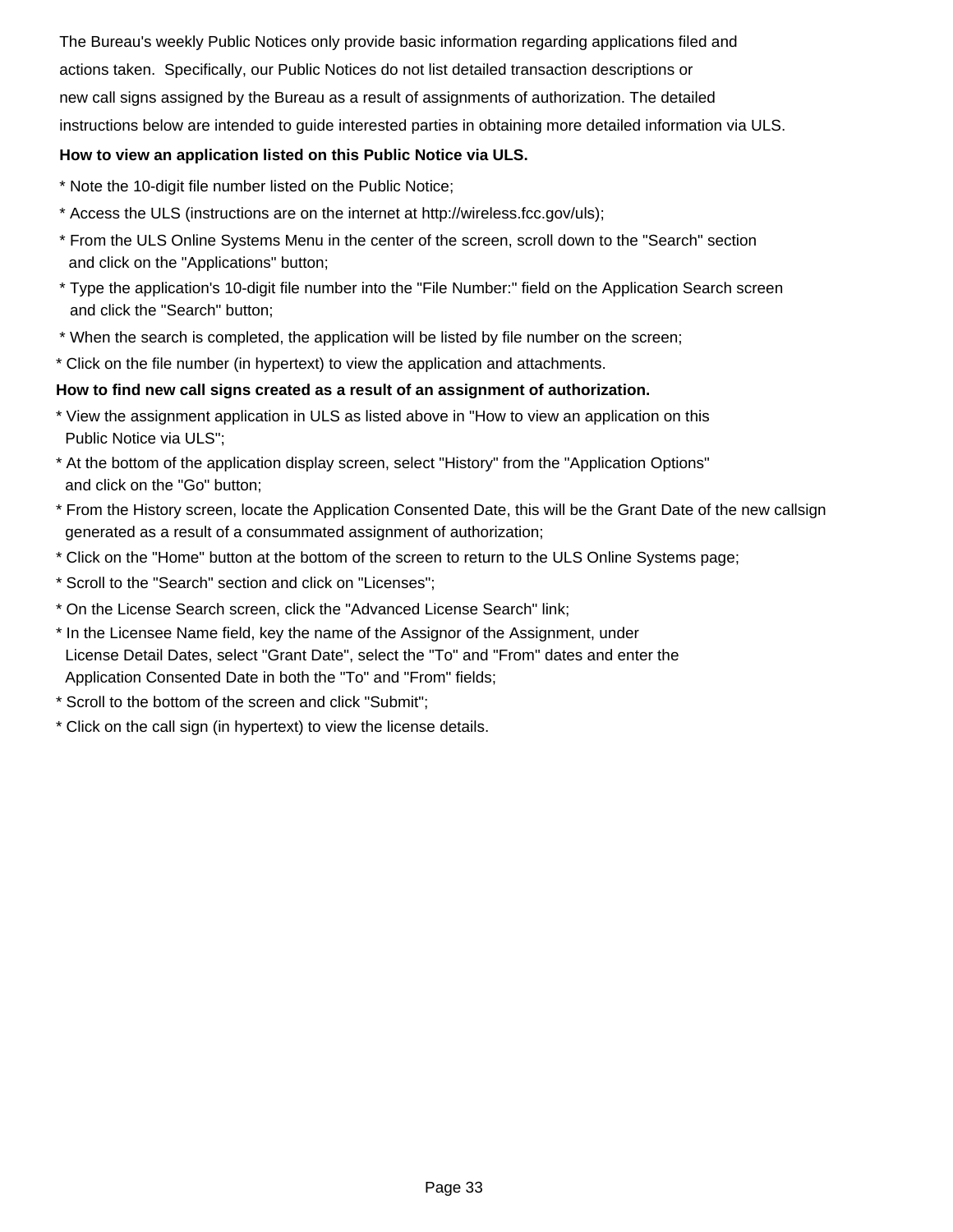The Bureau's weekly Public Notices only provide basic information regarding applications filed and actions taken. Specifically, our Public Notices do not list detailed transaction descriptions or new call signs assigned by the Bureau as a result of assignments of authorization. The detailed instructions below are intended to guide interested parties in obtaining more detailed information via ULS.

**How to view an application listed on this Public Notice via ULS.**

* Note the 10-digit file number listed on the Public Notice;
* Access the ULS (instructions are on the internet at http://wireless.fcc.gov/uls);
* From the ULS Online Systems Menu in the center of the screen, scroll down to the "Search" section and click on the "Applications" button;
* Type the application's 10-digit file number into the "File Number:" field on the Application Search screen and click the "Search" button;
* When the search is completed, the application will be listed by file number on the screen;
* Click on the file number (in hypertext) to view the application and attachments.

**How to find new call signs created as a result of an assignment of authorization.**

* View the assignment application in ULS as listed above in "How to view an application on this Public Notice via ULS";
* At the bottom of the application display screen, select "History" from the "Application Options" and click on the "Go" button;
* From the History screen, locate the Application Consented Date, this will be the Grant Date of the new callsign generated as a result of a consummated assignment of authorization;
* Click on the "Home" button at the bottom of the screen to return to the ULS Online Systems page;
* Scroll to the "Search" section and click on "Licenses";
* On the License Search screen, click the "Advanced License Search" link;
* In the Licensee Name field, key the name of the Assignor of the Assignment, under License Detail Dates, select "Grant Date", select the "To" and "From" dates and enter the Application Consented Date in both the "To" and "From" fields;
* Scroll to the bottom of the screen and click "Submit";
* Click on the call sign (in hypertext) to view the license details.